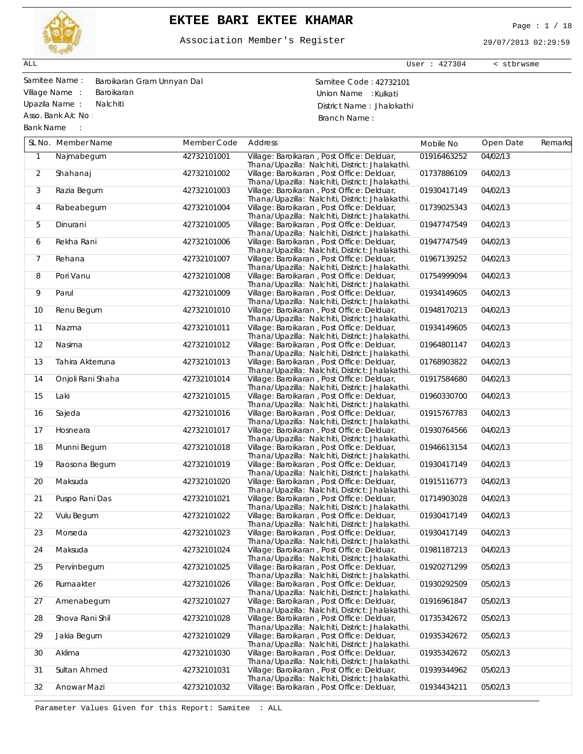# EKTEE BARI EKTEE KHAMAR

Association Member's Register

29/07/2013 02:29:59

ALL | User : 427304 | < stbrwsme

Samitee Name : Baroikaran Gram Unnyan Dal
Village Name : Baroikaran
Upazila Name : Nalchiti
Asso. Bank A/c No :
Bank Name :

Samitee Code : 42732101
Union Name : Kulkati
District Name : Jhalokathi
Branch Name :

| SL No. | Member Name | Member Code | Address | Mobile No | Open Date | Remarks |
|---|---|---|---|---|---|---|
| 1 | Najmabegum | 42732101001 | Village: Baroikaran , Post Office: Delduar, Thana/Upazilla: Nalchiti, District: Jhalakathi. | 01916463252 | 04/02/13 | |
| 2 | Shahanaj | 42732101002 | Village: Baroikaran , Post Office: Delduar, Thana/Upazilla: Nalchiti, District: Jhalakathi. | 01737886109 | 04/02/13 | |
| 3 | Razia Begum | 42732101003 | Village: Baroikaran , Post Office: Delduar, Thana/Upazilla: Nalchiti, District: Jhalakathi. | 01930417149 | 04/02/13 | |
| 4 | Rabeabegum | 42732101004 | Village: Baroikaran , Post Office: Delduar, Thana/Upazilla: Nalchiti, District: Jhalakathi. | 01739025343 | 04/02/13 | |
| 5 | Dinurani | 42732101005 | Village: Baroikaran , Post Office: Delduar, Thana/Upazilla: Nalchiti, District: Jhalakathi. | 01947747549 | 04/02/13 | |
| 6 | Rekha Rani | 42732101006 | Village: Baroikaran , Post Office: Delduar, Thana/Upazilla: Nalchiti, District: Jhalakathi. | 01947747549 | 04/02/13 | |
| 7 | Rehana | 42732101007 | Village: Baroikaran , Post Office: Delduar, Thana/Upazilla: Nalchiti, District: Jhalakathi. | 01967139252 | 04/02/13 | |
| 8 | Pori Vanu | 42732101008 | Village: Baroikaran , Post Office: Delduar, Thana/Upazilla: Nalchiti, District: Jhalakathi. | 01754999094 | 04/02/13 | |
| 9 | Parul | 42732101009 | Village: Baroikaran , Post Office: Delduar, Thana/Upazilla: Nalchiti, District: Jhalakathi. | 01934149605 | 04/02/13 | |
| 10 | Renu Begum | 42732101010 | Village: Baroikaran , Post Office: Delduar, Thana/Upazilla: Nalchiti, District: Jhalakathi. | 01948170213 | 04/02/13 | |
| 11 | Nazma | 42732101011 | Village: Baroikaran , Post Office: Delduar, Thana/Upazilla: Nalchiti, District: Jhalakathi. | 01934149605 | 04/02/13 | |
| 12 | Nasima | 42732101012 | Village: Baroikaran , Post Office: Delduar, Thana/Upazilla: Nalchiti, District: Jhalakathi. | 01964801147 | 04/02/13 | |
| 13 | Tahira Akterruna | 42732101013 | Village: Baroikaran , Post Office: Delduar, Thana/Upazilla: Nalchiti, District: Jhalakathi. | 01768903822 | 04/02/13 | |
| 14 | Onjoli Rani Shaha | 42732101014 | Village: Baroikaran , Post Office: Delduar, Thana/Upazilla: Nalchiti, District: Jhalakathi. | 01917584680 | 04/02/13 | |
| 15 | Laki | 42732101015 | Village: Baroikaran , Post Office: Delduar, Thana/Upazilla: Nalchiti, District: Jhalakathi. | 01960330700 | 04/02/13 | |
| 16 | Sajeda | 42732101016 | Village: Baroikaran , Post Office: Delduar, Thana/Upazilla: Nalchiti, District: Jhalakathi. | 01915767783 | 04/02/13 | |
| 17 | Hosneara | 42732101017 | Village: Baroikaran , Post Office: Delduar, Thana/Upazilla: Nalchiti, District: Jhalakathi. | 01930764566 | 04/02/13 | |
| 18 | Munni Begum | 42732101018 | Village: Baroikaran , Post Office: Delduar, Thana/Upazilla: Nalchiti, District: Jhalakathi. | 01946613154 | 04/02/13 | |
| 19 | Raosona Begum | 42732101019 | Village: Baroikaran , Post Office: Delduar, Thana/Upazilla: Nalchiti, District: Jhalakathi. | 01930417149 | 04/02/13 | |
| 20 | Maksuda | 42732101020 | Village: Baroikaran , Post Office: Delduar, Thana/Upazilla: Nalchiti, District: Jhalakathi. | 01915116773 | 04/02/13 | |
| 21 | Puspo Rani Das | 42732101021 | Village: Baroikaran , Post Office: Delduar, Thana/Upazilla: Nalchiti, District: Jhalakathi. | 01714903028 | 04/02/13 | |
| 22 | Vulu Begum | 42732101022 | Village: Baroikaran , Post Office: Delduar, Thana/Upazilla: Nalchiti, District: Jhalakathi. | 01930417149 | 04/02/13 | |
| 23 | Morseda | 42732101023 | Village: Baroikaran , Post Office: Delduar, Thana/Upazilla: Nalchiti, District: Jhalakathi. | 01930417149 | 04/02/13 | |
| 24 | Maksuda | 42732101024 | Village: Baroikaran , Post Office: Delduar, Thana/Upazilla: Nalchiti, District: Jhalakathi. | 01981187213 | 04/02/13 | |
| 25 | Pervinbegum | 42732101025 | Village: Baroikaran , Post Office: Delduar, Thana/Upazilla: Nalchiti, District: Jhalakathi. | 01920271299 | 05/02/13 | |
| 26 | Rumaakter | 42732101026 | Village: Baroikaran , Post Office: Delduar, Thana/Upazilla: Nalchiti, District: Jhalakathi. | 01930292509 | 05/02/13 | |
| 27 | Amenabegum | 42732101027 | Village: Baroikaran , Post Office: Delduar, Thana/Upazilla: Nalchiti, District: Jhalakathi. | 01916961847 | 05/02/13 | |
| 28 | Shova Rani Shil | 42732101028 | Village: Baroikaran , Post Office: Delduar, Thana/Upazilla: Nalchiti, District: Jhalakathi. | 01735342672 | 05/02/13 | |
| 29 | Jakia Begum | 42732101029 | Village: Baroikaran , Post Office: Delduar, Thana/Upazilla: Nalchiti, District: Jhalakathi. | 01935342672 | 05/02/13 | |
| 30 | Aklima | 42732101030 | Village: Baroikaran , Post Office: Delduar, Thana/Upazilla: Nalchiti, District: Jhalakathi. | 01935342672 | 05/02/13 | |
| 31 | Sultan Ahmed | 42732101031 | Village: Baroikaran , Post Office: Delduar, Thana/Upazilla: Nalchiti, District: Jhalakathi. | 01939344962 | 05/02/13 | |
| 32 | Anowar Mazi | 42732101032 | Village: Baroikaran , Post Office: Delduar, | 01934434211 | 05/02/13 | |

Parameter Values Given for this Report: Samitee : ALL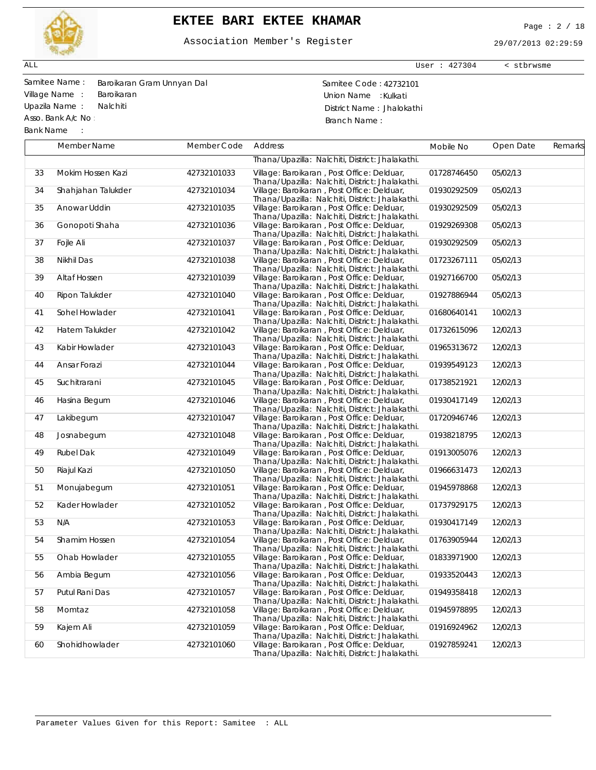# EKTEE BARI EKTEE KHAMAR

Association Member's Register

29/07/2013 02:29:59

ALL | User : 427304 | < stbrwsme

Samitee Name : Baroikaran Gram Unnyan Dal
Village Name : Baroikaran
Upazila Name : Nalchiti
Asso. Bank A/c No :
Bank Name :

Samitee Code : 42732101
Union Name : Kulkati
District Name : Jhalokathi
Branch Name :

| | Member Name | Member Code | Address | Mobile No | Open Date | Remarks |
|---|---|---|---|---|---|---|
| | | | Thana/Upazilla: Nalchiti, District: Jhalakathi. | | | |
| 33 | Mokim Hossen Kazi | 42732101033 | Village: Baroikaran , Post Office: Delduar, Thana/Upazilla: Nalchiti, District: Jhalakathi. | 01728746450 | 05/02/13 | |
| 34 | Shahjahan Talukder | 42732101034 | Village: Baroikaran , Post Office: Delduar, Thana/Upazilla: Nalchiti, District: Jhalakathi. | 01930292509 | 05/02/13 | |
| 35 | Anowar Uddin | 42732101035 | Village: Baroikaran , Post Office: Delduar, Thana/Upazilla: Nalchiti, District: Jhalakathi. | 01930292509 | 05/02/13 | |
| 36 | Gonopoti Shaha | 42732101036 | Village: Baroikaran , Post Office: Delduar, Thana/Upazilla: Nalchiti, District: Jhalakathi. | 01929269308 | 05/02/13 | |
| 37 | Fojle Ali | 42732101037 | Village: Baroikaran , Post Office: Delduar, Thana/Upazilla: Nalchiti, District: Jhalakathi. | 01930292509 | 05/02/13 | |
| 38 | Nikhil Das | 42732101038 | Village: Baroikaran , Post Office: Delduar, Thana/Upazilla: Nalchiti, District: Jhalakathi. | 01723267111 | 05/02/13 | |
| 39 | Altaf Hossen | 42732101039 | Village: Baroikaran , Post Office: Delduar, Thana/Upazilla: Nalchiti, District: Jhalakathi. | 01927166700 | 05/02/13 | |
| 40 | Ripon Talukder | 42732101040 | Village: Baroikaran , Post Office: Delduar, Thana/Upazilla: Nalchiti, District: Jhalakathi. | 01927886944 | 05/02/13 | |
| 41 | Sohel Howlader | 42732101041 | Village: Baroikaran , Post Office: Delduar, Thana/Upazilla: Nalchiti, District: Jhalakathi. | 01680640141 | 10/02/13 | |
| 42 | Hatem Talukder | 42732101042 | Village: Baroikaran , Post Office: Delduar, Thana/Upazilla: Nalchiti, District: Jhalakathi. | 01732615096 | 12/02/13 | |
| 43 | Kabir Howlader | 42732101043 | Village: Baroikaran , Post Office: Delduar, Thana/Upazilla: Nalchiti, District: Jhalakathi. | 01965313672 | 12/02/13 | |
| 44 | Ansar Forazi | 42732101044 | Village: Baroikaran , Post Office: Delduar, Thana/Upazilla: Nalchiti, District: Jhalakathi. | 01939549123 | 12/02/13 | |
| 45 | Suchitrarani | 42732101045 | Village: Baroikaran , Post Office: Delduar, Thana/Upazilla: Nalchiti, District: Jhalakathi. | 01738521921 | 12/02/13 | |
| 46 | Hasina Begum | 42732101046 | Village: Baroikaran , Post Office: Delduar, Thana/Upazilla: Nalchiti, District: Jhalakathi. | 01930417149 | 12/02/13 | |
| 47 | Lakibegum | 42732101047 | Village: Baroikaran , Post Office: Delduar, Thana/Upazilla: Nalchiti, District: Jhalakathi. | 01720946746 | 12/02/13 | |
| 48 | Josnabegum | 42732101048 | Village: Baroikaran , Post Office: Delduar, Thana/Upazilla: Nalchiti, District: Jhalakathi. | 01938218795 | 12/02/13 | |
| 49 | Rubel Dak | 42732101049 | Village: Baroikaran , Post Office: Delduar, Thana/Upazilla: Nalchiti, District: Jhalakathi. | 01913005076 | 12/02/13 | |
| 50 | Riajul Kazi | 42732101050 | Village: Baroikaran , Post Office: Delduar, Thana/Upazilla: Nalchiti, District: Jhalakathi. | 01966631473 | 12/02/13 | |
| 51 | Monujabegum | 42732101051 | Village: Baroikaran , Post Office: Delduar, Thana/Upazilla: Nalchiti, District: Jhalakathi. | 01945978868 | 12/02/13 | |
| 52 | Kader Howlader | 42732101052 | Village: Baroikaran , Post Office: Delduar, Thana/Upazilla: Nalchiti, District: Jhalakathi. | 01737929175 | 12/02/13 | |
| 53 | N/A | 42732101053 | Village: Baroikaran , Post Office: Delduar, Thana/Upazilla: Nalchiti, District: Jhalakathi. | 01930417149 | 12/02/13 | |
| 54 | Shamim Hossen | 42732101054 | Village: Baroikaran , Post Office: Delduar, Thana/Upazilla: Nalchiti, District: Jhalakathi. | 01763905944 | 12/02/13 | |
| 55 | Ohab Howlader | 42732101055 | Village: Baroikaran , Post Office: Delduar, Thana/Upazilla: Nalchiti, District: Jhalakathi. | 01833971900 | 12/02/13 | |
| 56 | Ambia Begum | 42732101056 | Village: Baroikaran , Post Office: Delduar, Thana/Upazilla: Nalchiti, District: Jhalakathi. | 01933520443 | 12/02/13 | |
| 57 | Putul Rani Das | 42732101057 | Village: Baroikaran , Post Office: Delduar, Thana/Upazilla: Nalchiti, District: Jhalakathi. | 01949358418 | 12/02/13 | |
| 58 | Momtaz | 42732101058 | Village: Baroikaran , Post Office: Delduar, Thana/Upazilla: Nalchiti, District: Jhalakathi. | 01945978895 | 12/02/13 | |
| 59 | Kajem Ali | 42732101059 | Village: Baroikaran , Post Office: Delduar, Thana/Upazilla: Nalchiti, District: Jhalakathi. | 01916924962 | 12/02/13 | |
| 60 | Shohidhowlader | 42732101060 | Village: Baroikaran , Post Office: Delduar, Thana/Upazilla: Nalchiti, District: Jhalakathi. | 01927859241 | 12/02/13 | |

Parameter Values Given for this Report: Samitee : ALL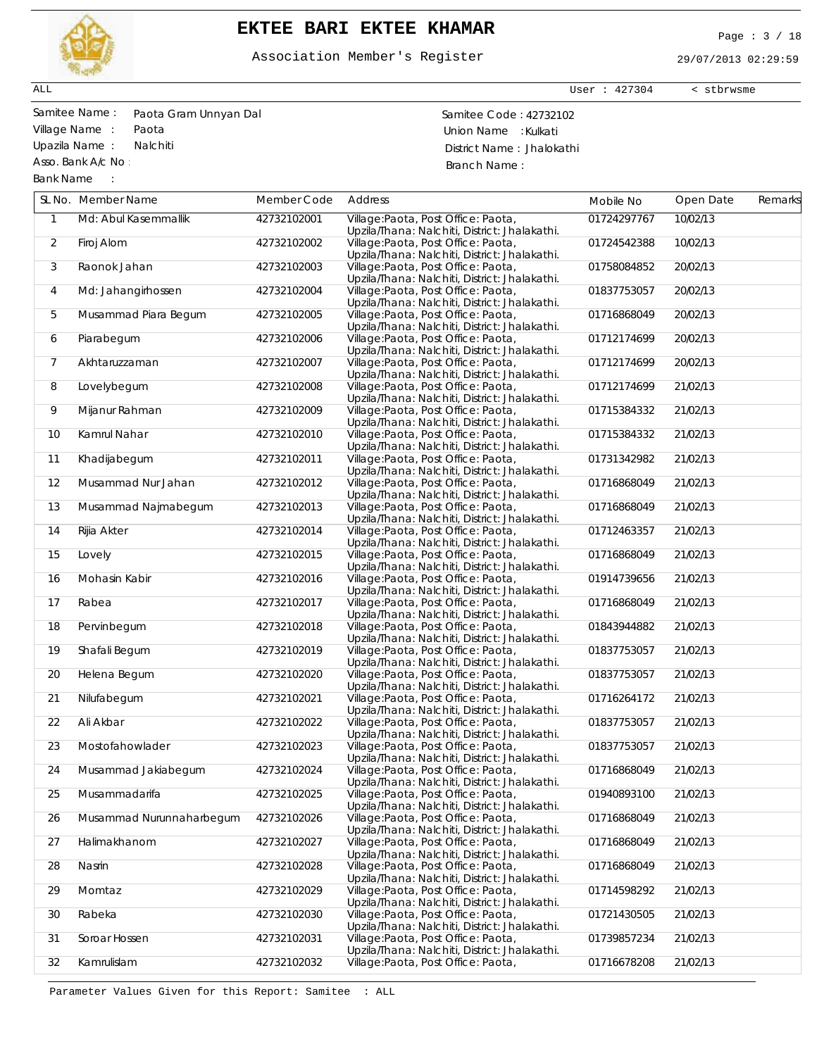# EKTEE BARI EKTEE KHAMAR

Association Member's Register

29/07/2013 02:29:59

ALL | User : 427304 | < stbrwsme

Samitee Name : Paota Gram Unnyan Dal
Village Name : Paota
Upazila Name : Nalchiti
Asso. Bank A/c No :
Bank Name :

Samitee Code : 42732102
Union Name : Kulkati
District Name : Jhalokathi
Branch Name :

| SL No. | Member Name | Member Code | Address | Mobile No | Open Date | Remarks |
|---|---|---|---|---|---|---|
| 1 | Md: Abul Kasemmallik | 42732102001 | Village:Paota, Post Office: Paota, Upzila/Thana: Nalchiti, District: Jhalakathi. | 01724297767 | 10/02/13 | |
| 2 | Firoj Alom | 42732102002 | Village:Paota, Post Office: Paota, Upzila/Thana: Nalchiti, District: Jhalakathi. | 01724542388 | 10/02/13 | |
| 3 | Raonok Jahan | 42732102003 | Village:Paota, Post Office: Paota, Upzila/Thana: Nalchiti, District: Jhalakathi. | 01758084852 | 20/02/13 | |
| 4 | Md: Jahangirhossen | 42732102004 | Village:Paota, Post Office: Paota, Upzila/Thana: Nalchiti, District: Jhalakathi. | 01837753057 | 20/02/13 | |
| 5 | Musammad Piara Begum | 42732102005 | Village:Paota, Post Office: Paota, Upzila/Thana: Nalchiti, District: Jhalakathi. | 01716868049 | 20/02/13 | |
| 6 | Piarabegum | 42732102006 | Village:Paota, Post Office: Paota, Upzila/Thana: Nalchiti, District: Jhalakathi. | 01712174699 | 20/02/13 | |
| 7 | Akhtaruzzaman | 42732102007 | Village:Paota, Post Office: Paota, Upzila/Thana: Nalchiti, District: Jhalakathi. | 01712174699 | 20/02/13 | |
| 8 | Lovelybegum | 42732102008 | Village:Paota, Post Office: Paota, Upzila/Thana: Nalchiti, District: Jhalakathi. | 01712174699 | 21/02/13 | |
| 9 | Mijanur Rahman | 42732102009 | Village:Paota, Post Office: Paota, Upzila/Thana: Nalchiti, District: Jhalakathi. | 01715384332 | 21/02/13 | |
| 10 | Kamrul Nahar | 42732102010 | Village:Paota, Post Office: Paota, Upzila/Thana: Nalchiti, District: Jhalakathi. | 01715384332 | 21/02/13 | |
| 11 | Khadijabegum | 42732102011 | Village:Paota, Post Office: Paota, Upzila/Thana: Nalchiti, District: Jhalakathi. | 01731342982 | 21/02/13 | |
| 12 | Musammad Nur Jahan | 42732102012 | Village:Paota, Post Office: Paota, Upzila/Thana: Nalchiti, District: Jhalakathi. | 01716868049 | 21/02/13 | |
| 13 | Musammad Najmabegum | 42732102013 | Village:Paota, Post Office: Paota, Upzila/Thana: Nalchiti, District: Jhalakathi. | 01716868049 | 21/02/13 | |
| 14 | Rijia Akter | 42732102014 | Village:Paota, Post Office: Paota, Upzila/Thana: Nalchiti, District: Jhalakathi. | 01712463357 | 21/02/13 | |
| 15 | Lovely | 42732102015 | Village:Paota, Post Office: Paota, Upzila/Thana: Nalchiti, District: Jhalakathi. | 01716868049 | 21/02/13 | |
| 16 | Mohasin Kabir | 42732102016 | Village:Paota, Post Office: Paota, Upzila/Thana: Nalchiti, District: Jhalakathi. | 01914739656 | 21/02/13 | |
| 17 | Rabea | 42732102017 | Village:Paota, Post Office: Paota, Upzila/Thana: Nalchiti, District: Jhalakathi. | 01716868049 | 21/02/13 | |
| 18 | Pervinbegum | 42732102018 | Village:Paota, Post Office: Paota, Upzila/Thana: Nalchiti, District: Jhalakathi. | 01843944882 | 21/02/13 | |
| 19 | Shafali Begum | 42732102019 | Village:Paota, Post Office: Paota, Upzila/Thana: Nalchiti, District: Jhalakathi. | 01837753057 | 21/02/13 | |
| 20 | Helena Begum | 42732102020 | Village:Paota, Post Office: Paota, Upzila/Thana: Nalchiti, District: Jhalakathi. | 01837753057 | 21/02/13 | |
| 21 | Nilufabegum | 42732102021 | Village:Paota, Post Office: Paota, Upzila/Thana: Nalchiti, District: Jhalakathi. | 01716264172 | 21/02/13 | |
| 22 | Ali Akbar | 42732102022 | Village:Paota, Post Office: Paota, Upzila/Thana: Nalchiti, District: Jhalakathi. | 01837753057 | 21/02/13 | |
| 23 | Mostofahowlader | 42732102023 | Village:Paota, Post Office: Paota, Upzila/Thana: Nalchiti, District: Jhalakathi. | 01837753057 | 21/02/13 | |
| 24 | Musammad Jakiabegum | 42732102024 | Village:Paota, Post Office: Paota, Upzila/Thana: Nalchiti, District: Jhalakathi. | 01716868049 | 21/02/13 | |
| 25 | Musammadarifa | 42732102025 | Village:Paota, Post Office: Paota, Upzila/Thana: Nalchiti, District: Jhalakathi. | 01940893100 | 21/02/13 | |
| 26 | Musammad Nurunnaharbegum | 42732102026 | Village:Paota, Post Office: Paota, Upzila/Thana: Nalchiti, District: Jhalakathi. | 01716868049 | 21/02/13 | |
| 27 | Halimakhanom | 42732102027 | Village:Paota, Post Office: Paota, Upzila/Thana: Nalchiti, District: Jhalakathi. | 01716868049 | 21/02/13 | |
| 28 | Nasrin | 42732102028 | Village:Paota, Post Office: Paota, Upzila/Thana: Nalchiti, District: Jhalakathi. | 01716868049 | 21/02/13 | |
| 29 | Momtaz | 42732102029 | Village:Paota, Post Office: Paota, Upzila/Thana: Nalchiti, District: Jhalakathi. | 01714598292 | 21/02/13 | |
| 30 | Rabeka | 42732102030 | Village:Paota, Post Office: Paota, Upzila/Thana: Nalchiti, District: Jhalakathi. | 01721430505 | 21/02/13 | |
| 31 | Soroar Hossen | 42732102031 | Village:Paota, Post Office: Paota, Upzila/Thana: Nalchiti, District: Jhalakathi. | 01739857234 | 21/02/13 | |
| 32 | Kamrulislam | 42732102032 | Village:Paota, Post Office: Paota, | 01716678208 | 21/02/13 | |

Parameter Values Given for this Report: Samitee : ALL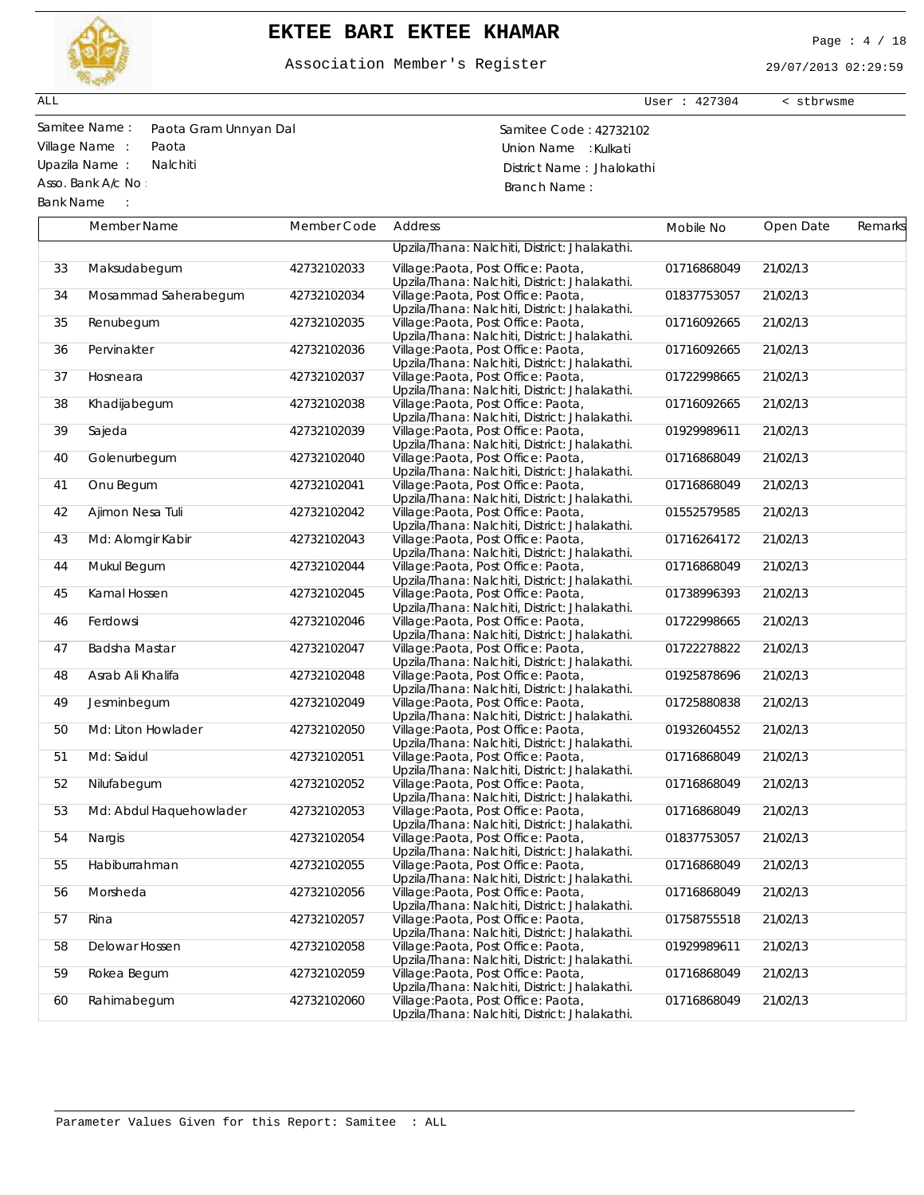# EKTEE BARI EKTEE KHAMAR

Association Member's Register

29/07/2013 02:29:59

ALL | User : 427304 | < stbrwsme

Samitee Name : Paota Gram Unnyan Dal
Village Name : Paota
Upazila Name : Nalchiti
Asso. Bank A/c No :
Bank Name :

Samitee Code : 42732102
Union Name : Kulkati
District Name : Jhalokathi
Branch Name :

| | Member Name | Member Code | Address | Mobile No | Open Date | Remarks |
|---|---|---|---|---|---|---|
| | | | Upzila/Thana: Nalchiti, District: Jhalakathi. | | | |
| 33 | Maksudabegum | 42732102033 | Village:Paota, Post Office: Paota, Upzila/Thana: Nalchiti, District: Jhalakathi. | 01716868049 | 21/02/13 | |
| 34 | Mosammad Saherabegum | 42732102034 | Village:Paota, Post Office: Paota, Upzila/Thana: Nalchiti, District: Jhalakathi. | 01837753057 | 21/02/13 | |
| 35 | Renubegum | 42732102035 | Village:Paota, Post Office: Paota, Upzila/Thana: Nalchiti, District: Jhalakathi. | 01716092665 | 21/02/13 | |
| 36 | Pervinakter | 42732102036 | Village:Paota, Post Office: Paota, Upzila/Thana: Nalchiti, District: Jhalakathi. | 01716092665 | 21/02/13 | |
| 37 | Hosneara | 42732102037 | Village:Paota, Post Office: Paota, Upzila/Thana: Nalchiti, District: Jhalakathi. | 01722998665 | 21/02/13 | |
| 38 | Khadijabegum | 42732102038 | Village:Paota, Post Office: Paota, Upzila/Thana: Nalchiti, District: Jhalakathi. | 01716092665 | 21/02/13 | |
| 39 | Sajeda | 42732102039 | Village:Paota, Post Office: Paota, Upzila/Thana: Nalchiti, District: Jhalakathi. | 01929989611 | 21/02/13 | |
| 40 | Golenurbegum | 42732102040 | Village:Paota, Post Office: Paota, Upzila/Thana: Nalchiti, District: Jhalakathi. | 01716868049 | 21/02/13 | |
| 41 | Onu Begum | 42732102041 | Village:Paota, Post Office: Paota, Upzila/Thana: Nalchiti, District: Jhalakathi. | 01716868049 | 21/02/13 | |
| 42 | Ajimon Nesa Tuli | 42732102042 | Village:Paota, Post Office: Paota, Upzila/Thana: Nalchiti, District: Jhalakathi. | 01552579585 | 21/02/13 | |
| 43 | Md: Alomgir Kabir | 42732102043 | Village:Paota, Post Office: Paota, Upzila/Thana: Nalchiti, District: Jhalakathi. | 01716264172 | 21/02/13 | |
| 44 | Mukul Begum | 42732102044 | Village:Paota, Post Office: Paota, Upzila/Thana: Nalchiti, District: Jhalakathi. | 01716868049 | 21/02/13 | |
| 45 | Kamal Hossen | 42732102045 | Village:Paota, Post Office: Paota, Upzila/Thana: Nalchiti, District: Jhalakathi. | 01738996393 | 21/02/13 | |
| 46 | Ferdowsi | 42732102046 | Village:Paota, Post Office: Paota, Upzila/Thana: Nalchiti, District: Jhalakathi. | 01722998665 | 21/02/13 | |
| 47 | Badsha Mastar | 42732102047 | Village:Paota, Post Office: Paota, Upzila/Thana: Nalchiti, District: Jhalakathi. | 01722278822 | 21/02/13 | |
| 48 | Asrab Ali Khalifa | 42732102048 | Village:Paota, Post Office: Paota, Upzila/Thana: Nalchiti, District: Jhalakathi. | 01925878696 | 21/02/13 | |
| 49 | Jesminbegum | 42732102049 | Village:Paota, Post Office: Paota, Upzila/Thana: Nalchiti, District: Jhalakathi. | 01725880838 | 21/02/13 | |
| 50 | Md: Liton Howlader | 42732102050 | Village:Paota, Post Office: Paota, Upzila/Thana: Nalchiti, District: Jhalakathi. | 01932604552 | 21/02/13 | |
| 51 | Md: Saidul | 42732102051 | Village:Paota, Post Office: Paota, Upzila/Thana: Nalchiti, District: Jhalakathi. | 01716868049 | 21/02/13 | |
| 52 | Nilufabegum | 42732102052 | Village:Paota, Post Office: Paota, Upzila/Thana: Nalchiti, District: Jhalakathi. | 01716868049 | 21/02/13 | |
| 53 | Md: Abdul Haquehowlader | 42732102053 | Village:Paota, Post Office: Paota, Upzila/Thana: Nalchiti, District: Jhalakathi. | 01716868049 | 21/02/13 | |
| 54 | Nargis | 42732102054 | Village:Paota, Post Office: Paota, Upzila/Thana: Nalchiti, District: Jhalakathi. | 01837753057 | 21/02/13 | |
| 55 | Habiburrahman | 42732102055 | Village:Paota, Post Office: Paota, Upzila/Thana: Nalchiti, District: Jhalakathi. | 01716868049 | 21/02/13 | |
| 56 | Morsheda | 42732102056 | Village:Paota, Post Office: Paota, Upzila/Thana: Nalchiti, District: Jhalakathi. | 01716868049 | 21/02/13 | |
| 57 | Rina | 42732102057 | Village:Paota, Post Office: Paota, Upzila/Thana: Nalchiti, District: Jhalakathi. | 01758755518 | 21/02/13 | |
| 58 | Delowar Hossen | 42732102058 | Village:Paota, Post Office: Paota, Upzila/Thana: Nalchiti, District: Jhalakathi. | 01929989611 | 21/02/13 | |
| 59 | Rokea Begum | 42732102059 | Village:Paota, Post Office: Paota, Upzila/Thana: Nalchiti, District: Jhalakathi. | 01716868049 | 21/02/13 | |
| 60 | Rahimabegum | 42732102060 | Village:Paota, Post Office: Paota, Upzila/Thana: Nalchiti, District: Jhalakathi. | 01716868049 | 21/02/13 | |

Parameter Values Given for this Report: Samitee : ALL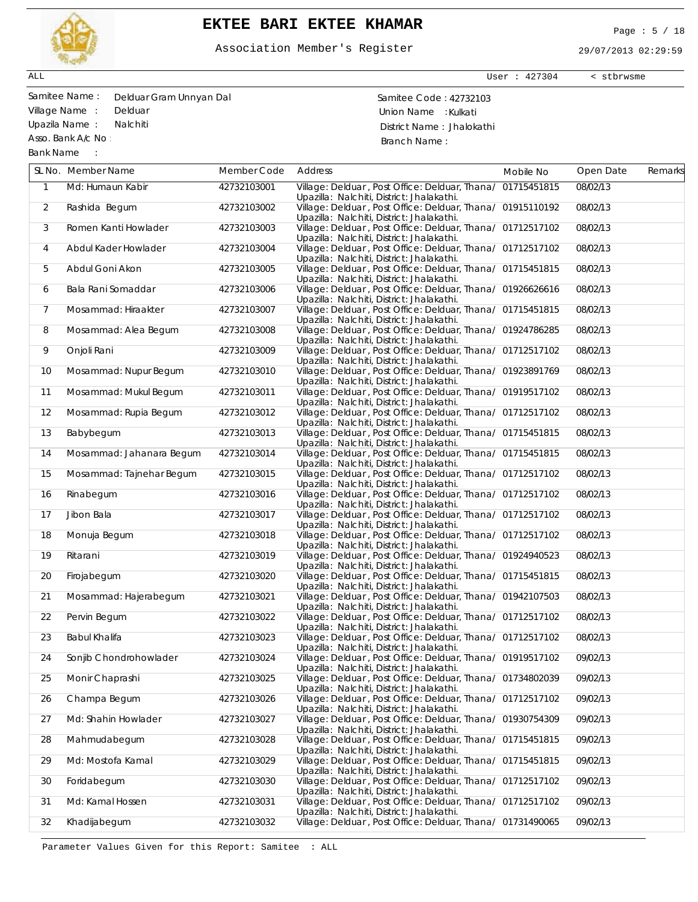# EKTEE BARI EKTEE KHAMAR

Association Member's Register

29/07/2013 02:29:59

ALL | User : 427304 | < stbrwsme

Samitee Name : Delduar Gram Unnyan Dal
Village Name : Delduar
Upazila Name : Nalchiti
Asso. Bank A/c No :
Bank Name :

Samitee Code : 42732103
Union Name : Kulkati
District Name : Jhalokathi
Branch Name :

| SL No. | Member Name | Member Code | Address | Mobile No | Open Date | Remarks |
|---|---|---|---|---|---|---|
| 1 | Md: Humaun Kabir | 42732103001 | Village: Delduar, Post Office: Delduar, Thana/ Upazilla: Nalchiti, District: Jhalakathi. | 01715451815 | 08/02/13 | |
| 2 | Rashida Begum | 42732103002 | Village: Delduar, Post Office: Delduar, Thana/ Upazilla: Nalchiti, District: Jhalakathi. | 01915110192 | 08/02/13 | |
| 3 | Romen Kanti Howlader | 42732103003 | Village: Delduar, Post Office: Delduar, Thana/ Upazilla: Nalchiti, District: Jhalakathi. | 01712517102 | 08/02/13 | |
| 4 | Abdul Kader Howlader | 42732103004 | Village: Delduar, Post Office: Delduar, Thana/ Upazilla: Nalchiti, District: Jhalakathi. | 01712517102 | 08/02/13 | |
| 5 | Abdul Goni Akon | 42732103005 | Village: Delduar, Post Office: Delduar, Thana/ Upazilla: Nalchiti, District: Jhalakathi. | 01715451815 | 08/02/13 | |
| 6 | Bala Rani Somaddar | 42732103006 | Village: Delduar, Post Office: Delduar, Thana/ Upazilla: Nalchiti, District: Jhalakathi. | 01926626616 | 08/02/13 | |
| 7 | Mosammad: Hiraakter | 42732103007 | Village: Delduar, Post Office: Delduar, Thana/ Upazilla: Nalchiti, District: Jhalakathi. | 01715451815 | 08/02/13 | |
| 8 | Mosammad: Alea Begum | 42732103008 | Village: Delduar, Post Office: Delduar, Thana/ Upazilla: Nalchiti, District: Jhalakathi. | 01924786285 | 08/02/13 | |
| 9 | Onjoli Rani | 42732103009 | Village: Delduar, Post Office: Delduar, Thana/ Upazilla: Nalchiti, District: Jhalakathi. | 01712517102 | 08/02/13 | |
| 10 | Mosammad: Nupur Begum | 42732103010 | Village: Delduar, Post Office: Delduar, Thana/ Upazilla: Nalchiti, District: Jhalakathi. | 01923891769 | 08/02/13 | |
| 11 | Mosammad: Mukul Begum | 42732103011 | Village: Delduar, Post Office: Delduar, Thana/ Upazilla: Nalchiti, District: Jhalakathi. | 01919517102 | 08/02/13 | |
| 12 | Mosammad: Rupia Begum | 42732103012 | Village: Delduar, Post Office: Delduar, Thana/ Upazilla: Nalchiti, District: Jhalakathi. | 01712517102 | 08/02/13 | |
| 13 | Babybegum | 42732103013 | Village: Delduar, Post Office: Delduar, Thana/ Upazilla: Nalchiti, District: Jhalakathi. | 01715451815 | 08/02/13 | |
| 14 | Mosammad: Jahanara Begum | 42732103014 | Village: Delduar, Post Office: Delduar, Thana/ Upazilla: Nalchiti, District: Jhalakathi. | 01715451815 | 08/02/13 | |
| 15 | Mosammad: Tajnehar Begum | 42732103015 | Village: Delduar, Post Office: Delduar, Thana/ Upazilla: Nalchiti, District: Jhalakathi. | 01712517102 | 08/02/13 | |
| 16 | Rinabegum | 42732103016 | Village: Delduar, Post Office: Delduar, Thana/ Upazilla: Nalchiti, District: Jhalakathi. | 01712517102 | 08/02/13 | |
| 17 | Jibon Bala | 42732103017 | Village: Delduar, Post Office: Delduar, Thana/ Upazilla: Nalchiti, District: Jhalakathi. | 01712517102 | 08/02/13 | |
| 18 | Monuja Begum | 42732103018 | Village: Delduar, Post Office: Delduar, Thana/ Upazilla: Nalchiti, District: Jhalakathi. | 01712517102 | 08/02/13 | |
| 19 | Ritarani | 42732103019 | Village: Delduar, Post Office: Delduar, Thana/ Upazilla: Nalchiti, District: Jhalakathi. | 01924940523 | 08/02/13 | |
| 20 | Firojabegum | 42732103020 | Village: Delduar, Post Office: Delduar, Thana/ Upazilla: Nalchiti, District: Jhalakathi. | 01715451815 | 08/02/13 | |
| 21 | Mosammad: Hajerabegum | 42732103021 | Village: Delduar, Post Office: Delduar, Thana/ Upazilla: Nalchiti, District: Jhalakathi. | 01942107503 | 08/02/13 | |
| 22 | Pervin Begum | 42732103022 | Village: Delduar, Post Office: Delduar, Thana/ Upazilla: Nalchiti, District: Jhalakathi. | 01712517102 | 08/02/13 | |
| 23 | Babul Khalifa | 42732103023 | Village: Delduar, Post Office: Delduar, Thana/ Upazilla: Nalchiti, District: Jhalakathi. | 01712517102 | 08/02/13 | |
| 24 | Sonjib Chondrohowlader | 42732103024 | Village: Delduar, Post Office: Delduar, Thana/ Upazilla: Nalchiti, District: Jhalakathi. | 01919517102 | 09/02/13 | |
| 25 | Monir Chaprashi | 42732103025 | Village: Delduar, Post Office: Delduar, Thana/ Upazilla: Nalchiti, District: Jhalakathi. | 01734802039 | 09/02/13 | |
| 26 | Champa Begum | 42732103026 | Village: Delduar, Post Office: Delduar, Thana/ Upazilla: Nalchiti, District: Jhalakathi. | 01712517102 | 09/02/13 | |
| 27 | Md: Shahin Howlader | 42732103027 | Village: Delduar, Post Office: Delduar, Thana/ Upazilla: Nalchiti, District: Jhalakathi. | 01930754309 | 09/02/13 | |
| 28 | Mahmudabegum | 42732103028 | Village: Delduar, Post Office: Delduar, Thana/ Upazilla: Nalchiti, District: Jhalakathi. | 01715451815 | 09/02/13 | |
| 29 | Md: Mostofa Kamal | 42732103029 | Village: Delduar, Post Office: Delduar, Thana/ Upazilla: Nalchiti, District: Jhalakathi. | 01715451815 | 09/02/13 | |
| 30 | Foridabegum | 42732103030 | Village: Delduar, Post Office: Delduar, Thana/ Upazilla: Nalchiti, District: Jhalakathi. | 01712517102 | 09/02/13 | |
| 31 | Md: Kamal Hossen | 42732103031 | Village: Delduar, Post Office: Delduar, Thana/ Upazilla: Nalchiti, District: Jhalakathi. | 01712517102 | 09/02/13 | |
| 32 | Khadijabegum | 42732103032 | Village: Delduar, Post Office: Delduar, Thana/ | 01731490065 | 09/02/13 | |

Parameter Values Given for this Report: Samitee : ALL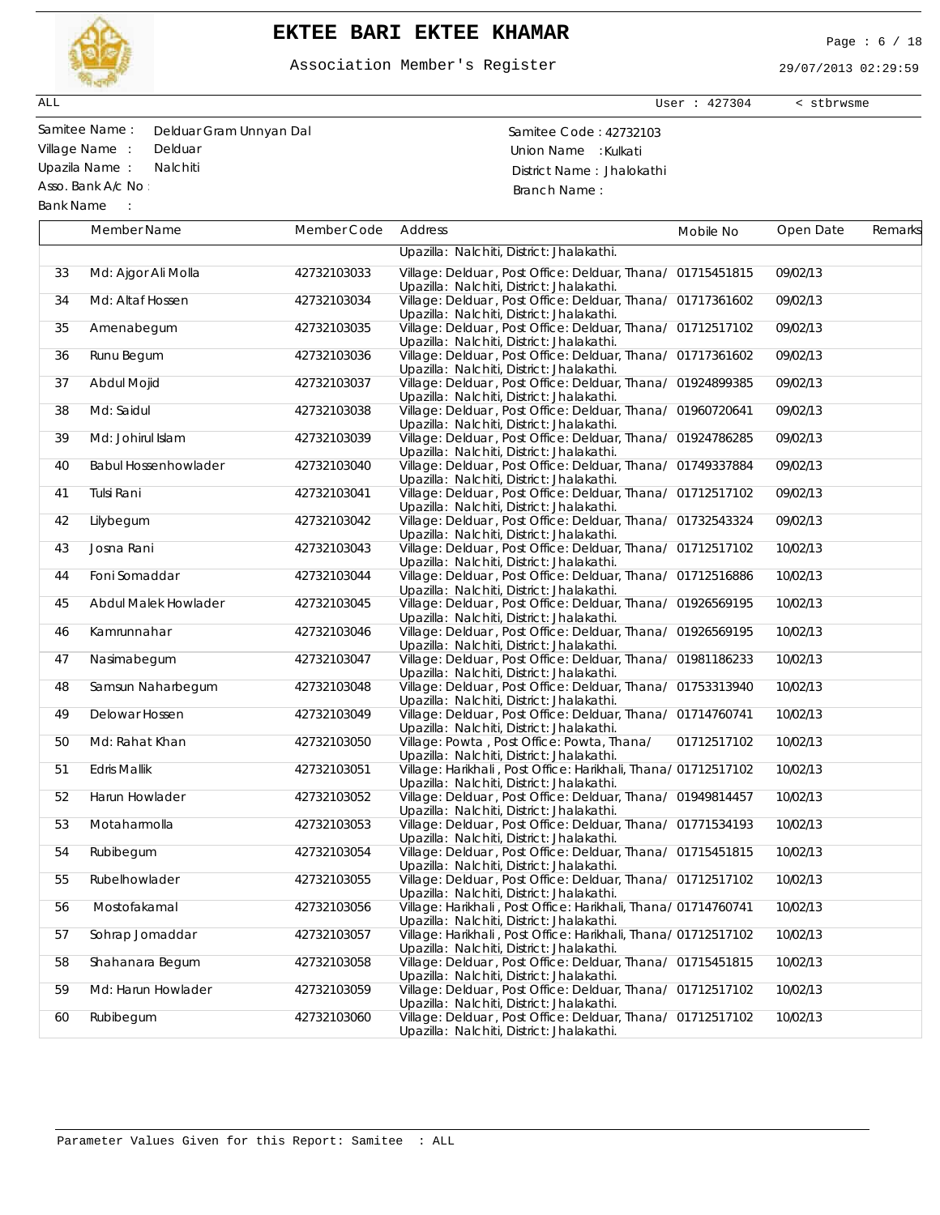# EKTEE BARI EKTEE KHAMAR

Association Member's Register

29/07/2013 02:29:59

ALL

User : 427304 < stbrwsme

Samitee Name : Delduar Gram Unnyan Dal

Village Name : Delduar

Upazila Name : Nalchiti

Asso. Bank A/c No :

Bank Name :

Samitee Code : 42732103

Union Name : Kulkati

District Name : Jhalokathi

Branch Name :

| | Member Name | Member Code | Address | Mobile No | Open Date | Remarks |
|---|---|---|---|---|---|---|
| | | | Upazilla: Nalchiti, District: Jhalakathi. | | | |
| 33 | Md: Ajgor Ali Molla | 42732103033 | Village: Delduar , Post Office: Delduar, Thana/ Upazilla: Nalchiti, District: Jhalakathi. | 01715451815 | 09/02/13 | |
| 34 | Md: Altaf Hossen | 42732103034 | Village: Delduar , Post Office: Delduar, Thana/ Upazilla: Nalchiti, District: Jhalakathi. | 01717361602 | 09/02/13 | |
| 35 | Amenabegum | 42732103035 | Village: Delduar , Post Office: Delduar, Thana/ Upazilla: Nalchiti, District: Jhalakathi. | 01712517102 | 09/02/13 | |
| 36 | Runu Begum | 42732103036 | Village: Delduar , Post Office: Delduar, Thana/ Upazilla: Nalchiti, District: Jhalakathi. | 01717361602 | 09/02/13 | |
| 37 | Abdul Mojid | 42732103037 | Village: Delduar , Post Office: Delduar, Thana/ Upazilla: Nalchiti, District: Jhalakathi. | 01924899385 | 09/02/13 | |
| 38 | Md: Saidul | 42732103038 | Village: Delduar , Post Office: Delduar, Thana/ Upazilla: Nalchiti, District: Jhalakathi. | 01960720641 | 09/02/13 | |
| 39 | Md: Johirul Islam | 42732103039 | Village: Delduar , Post Office: Delduar, Thana/ Upazilla: Nalchiti, District: Jhalakathi. | 01924786285 | 09/02/13 | |
| 40 | Babul Hossenhowlader | 42732103040 | Village: Delduar , Post Office: Delduar, Thana/ Upazilla: Nalchiti, District: Jhalakathi. | 01749337884 | 09/02/13 | |
| 41 | Tulsi Rani | 42732103041 | Village: Delduar , Post Office: Delduar, Thana/ Upazilla: Nalchiti, District: Jhalakathi. | 01712517102 | 09/02/13 | |
| 42 | Lilybegum | 42732103042 | Village: Delduar , Post Office: Delduar, Thana/ Upazilla: Nalchiti, District: Jhalakathi. | 01732543324 | 09/02/13 | |
| 43 | Josna Rani | 42732103043 | Village: Delduar , Post Office: Delduar, Thana/ Upazilla: Nalchiti, District: Jhalakathi. | 01712517102 | 10/02/13 | |
| 44 | Foni Somaddar | 42732103044 | Village: Delduar , Post Office: Delduar, Thana/ Upazilla: Nalchiti, District: Jhalakathi. | 01712516886 | 10/02/13 | |
| 45 | Abdul Malek Howlader | 42732103045 | Village: Delduar , Post Office: Delduar, Thana/ Upazilla: Nalchiti, District: Jhalakathi. | 01926569195 | 10/02/13 | |
| 46 | Kamrunnahar | 42732103046 | Village: Delduar , Post Office: Delduar, Thana/ Upazilla: Nalchiti, District: Jhalakathi. | 01926569195 | 10/02/13 | |
| 47 | Nasimabegum | 42732103047 | Village: Delduar , Post Office: Delduar, Thana/ Upazilla: Nalchiti, District: Jhalakathi. | 01981186233 | 10/02/13 | |
| 48 | Samsun Naharbegum | 42732103048 | Village: Delduar , Post Office: Delduar, Thana/ Upazilla: Nalchiti, District: Jhalakathi. | 01753313940 | 10/02/13 | |
| 49 | Delowar Hossen | 42732103049 | Village: Delduar , Post Office: Delduar, Thana/ Upazilla: Nalchiti, District: Jhalakathi. | 01714760741 | 10/02/13 | |
| 50 | Md: Rahat Khan | 42732103050 | Village: Powta , Post Office: Powta, Thana/ Upazilla: Nalchiti, District: Jhalakathi. | 01712517102 | 10/02/13 | |
| 51 | Edris Mallik | 42732103051 | Village: Harikhali , Post Office: Harikhali, Thana/ Upazilla: Nalchiti, District: Jhalakathi. | 01712517102 | 10/02/13 | |
| 52 | Harun Howlader | 42732103052 | Village: Delduar , Post Office: Delduar, Thana/ Upazilla: Nalchiti, District: Jhalakathi. | 01949814457 | 10/02/13 | |
| 53 | Motaharmolla | 42732103053 | Village: Delduar , Post Office: Delduar, Thana/ Upazilla: Nalchiti, District: Jhalakathi. | 01771534193 | 10/02/13 | |
| 54 | Rubibegum | 42732103054 | Village: Delduar , Post Office: Delduar, Thana/ Upazilla: Nalchiti, District: Jhalakathi. | 01715451815 | 10/02/13 | |
| 55 | Rubelhowlader | 42732103055 | Village: Delduar , Post Office: Delduar, Thana/ Upazilla: Nalchiti, District: Jhalakathi. | 01712517102 | 10/02/13 | |
| 56 | Mostofakamal | 42732103056 | Village: Harikhali , Post Office: Harikhali, Thana/ Upazilla: Nalchiti, District: Jhalakathi. | 01714760741 | 10/02/13 | |
| 57 | Sohrap Jomaddar | 42732103057 | Village: Harikhali , Post Office: Harikhali, Thana/ Upazilla: Nalchiti, District: Jhalakathi. | 01712517102 | 10/02/13 | |
| 58 | Shahanara Begum | 42732103058 | Village: Delduar , Post Office: Delduar, Thana/ Upazilla: Nalchiti, District: Jhalakathi. | 01715451815 | 10/02/13 | |
| 59 | Md: Harun Howlader | 42732103059 | Village: Delduar , Post Office: Delduar, Thana/ Upazilla: Nalchiti, District: Jhalakathi. | 01712517102 | 10/02/13 | |
| 60 | Rubibegum | 42732103060 | Village: Delduar , Post Office: Delduar, Thana/ Upazilla: Nalchiti, District: Jhalakathi. | 01712517102 | 10/02/13 | |

Parameter Values Given for this Report: Samitee : ALL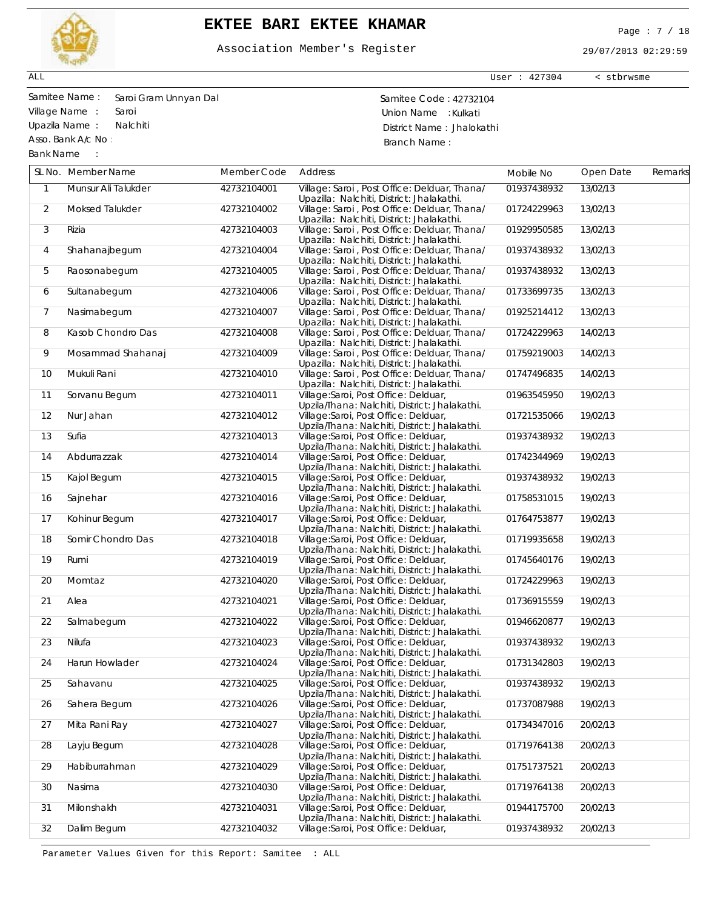# EKTEE BARI EKTEE KHAMAR

Association Member's Register

29/07/2013 02:29:59

ALL | User : 427304 | < stbrwsme

Samitee Name : Saroi Gram Unnyan Dal
Village Name : Saroi
Upazila Name : Nalchiti
Asso. Bank A/c No :
Bank Name :

Samitee Code : 42732104
Union Name : Kulkati
District Name : Jhalokathi
Branch Name :

| SL No. | Member Name | Member Code | Address | Mobile No | Open Date | Remarks |
|---|---|---|---|---|---|---|
| 1 | Munsur Ali Talukder | 42732104001 | Village: Saroi , Post Office: Delduar, Thana/ Upazilla: Nalchiti, District: Jhalakathi. | 01937438932 | 13/02/13 | |
| 2 | Moksed Talukder | 42732104002 | Village: Saroi , Post Office: Delduar, Thana/ Upazilla: Nalchiti, District: Jhalakathi. | 01724229963 | 13/02/13 | |
| 3 | Rizia | 42732104003 | Village: Saroi , Post Office: Delduar, Thana/ Upazilla: Nalchiti, District: Jhalakathi. | 01929950585 | 13/02/13 | |
| 4 | Shahanajbegum | 42732104004 | Village: Saroi , Post Office: Delduar, Thana/ Upazilla: Nalchiti, District: Jhalakathi. | 01937438932 | 13/02/13 | |
| 5 | Raosonabegum | 42732104005 | Village: Saroi , Post Office: Delduar, Thana/ Upazilla: Nalchiti, District: Jhalakathi. | 01937438932 | 13/02/13 | |
| 6 | Sultanabegum | 42732104006 | Village: Saroi , Post Office: Delduar, Thana/ Upazilla: Nalchiti, District: Jhalakathi. | 01733699735 | 13/02/13 | |
| 7 | Nasimabegum | 42732104007 | Village: Saroi , Post Office: Delduar, Thana/ Upazilla: Nalchiti, District: Jhalakathi. | 01925214412 | 13/02/13 | |
| 8 | Kasob Chondro Das | 42732104008 | Village: Saroi , Post Office: Delduar, Thana/ Upazilla: Nalchiti, District: Jhalakathi. | 01724229963 | 14/02/13 | |
| 9 | Mosammad Shahanaj | 42732104009 | Village: Saroi , Post Office: Delduar, Thana/ Upazilla: Nalchiti, District: Jhalakathi. | 01759219003 | 14/02/13 | |
| 10 | Mukuli Rani | 42732104010 | Village: Saroi , Post Office: Delduar, Thana/ Upazilla: Nalchiti, District: Jhalakathi. | 01747496835 | 14/02/13 | |
| 11 | Sorvanu Begum | 42732104011 | Village:Saroi, Post Office: Delduar, Upzila/Thana: Nalchiti, District: Jhalakathi. | 01963545950 | 19/02/13 | |
| 12 | Nur Jahan | 42732104012 | Village:Saroi, Post Office: Delduar, Upzila/Thana: Nalchiti, District: Jhalakathi. | 01721535066 | 19/02/13 | |
| 13 | Sufia | 42732104013 | Village:Saroi, Post Office: Delduar, Upzila/Thana: Nalchiti, District: Jhalakathi. | 01937438932 | 19/02/13 | |
| 14 | Abdurrazzak | 42732104014 | Village:Saroi, Post Office: Delduar, Upzila/Thana: Nalchiti, District: Jhalakathi. | 01742344969 | 19/02/13 | |
| 15 | Kajol Begum | 42732104015 | Village:Saroi, Post Office: Delduar, Upzila/Thana: Nalchiti, District: Jhalakathi. | 01937438932 | 19/02/13 | |
| 16 | Sajnehar | 42732104016 | Village:Saroi, Post Office: Delduar, Upzila/Thana: Nalchiti, District: Jhalakathi. | 01758531015 | 19/02/13 | |
| 17 | Kohinur Begum | 42732104017 | Village:Saroi, Post Office: Delduar, Upzila/Thana: Nalchiti, District: Jhalakathi. | 01764753877 | 19/02/13 | |
| 18 | Somir Chondro Das | 42732104018 | Village:Saroi, Post Office: Delduar, Upzila/Thana: Nalchiti, District: Jhalakathi. | 01719935658 | 19/02/13 | |
| 19 | Rumi | 42732104019 | Village:Saroi, Post Office: Delduar, Upzila/Thana: Nalchiti, District: Jhalakathi. | 01745640176 | 19/02/13 | |
| 20 | Momtaz | 42732104020 | Village:Saroi, Post Office: Delduar, Upzila/Thana: Nalchiti, District: Jhalakathi. | 01724229963 | 19/02/13 | |
| 21 | Alea | 42732104021 | Village:Saroi, Post Office: Delduar, Upzila/Thana: Nalchiti, District: Jhalakathi. | 01736915559 | 19/02/13 | |
| 22 | Salmabegum | 42732104022 | Village:Saroi, Post Office: Delduar, Upzila/Thana: Nalchiti, District: Jhalakathi. | 01946620877 | 19/02/13 | |
| 23 | Nilufa | 42732104023 | Village:Saroi, Post Office: Delduar, Upzila/Thana: Nalchiti, District: Jhalakathi. | 01937438932 | 19/02/13 | |
| 24 | Harun Howlader | 42732104024 | Village:Saroi, Post Office: Delduar, Upzila/Thana: Nalchiti, District: Jhalakathi. | 01731342803 | 19/02/13 | |
| 25 | Sahavanu | 42732104025 | Village:Saroi, Post Office: Delduar, Upzila/Thana: Nalchiti, District: Jhalakathi. | 01937438932 | 19/02/13 | |
| 26 | Sahera Begum | 42732104026 | Village:Saroi, Post Office: Delduar, Upzila/Thana: Nalchiti, District: Jhalakathi. | 01737087988 | 19/02/13 | |
| 27 | Mita Rani Ray | 42732104027 | Village:Saroi, Post Office: Delduar, Upzila/Thana: Nalchiti, District: Jhalakathi. | 01734347016 | 20/02/13 | |
| 28 | Layju Begum | 42732104028 | Village:Saroi, Post Office: Delduar, Upzila/Thana: Nalchiti, District: Jhalakathi. | 01719764138 | 20/02/13 | |
| 29 | Habiburrahman | 42732104029 | Village:Saroi, Post Office: Delduar, Upzila/Thana: Nalchiti, District: Jhalakathi. | 01751737521 | 20/02/13 | |
| 30 | Nasima | 42732104030 | Village:Saroi, Post Office: Delduar, Upzila/Thana: Nalchiti, District: Jhalakathi. | 01719764138 | 20/02/13 | |
| 31 | Milonshakh | 42732104031 | Village:Saroi, Post Office: Delduar, Upzila/Thana: Nalchiti, District: Jhalakathi. | 01944175700 | 20/02/13 | |
| 32 | Dalim Begum | 42732104032 | Village:Saroi, Post Office: Delduar, | 01937438932 | 20/02/13 | |

Parameter Values Given for this Report: Samitee : ALL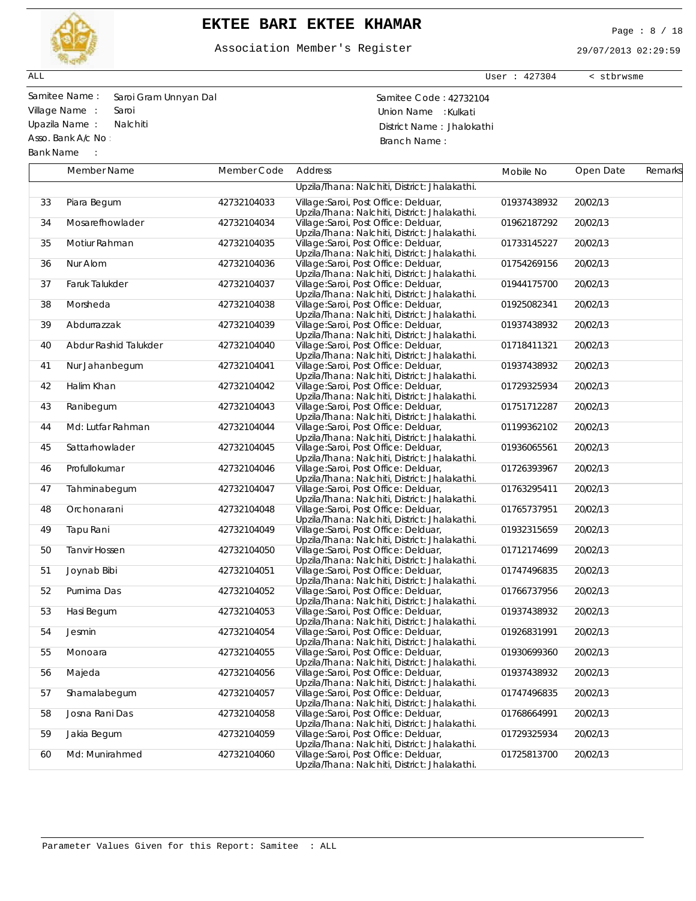# EKTEE BARI EKTEE KHAMAR

Association Member's Register

29/07/2013 02:29:59

ALL | User : 427304 | < stbrwsme

Samitee Name : Saroi Gram Unnyan Dal
Village Name : Saroi
Upazila Name : Nalchiti
Asso. Bank A/c No :
Bank Name :

Samitee Code : 42732104
Union Name : Kulkati
District Name : Jhalokathi
Branch Name :

| | Member Name | Member Code | Address | Mobile No | Open Date | Remarks |
|---|---|---|---|---|---|---|
| | | | Upzila/Thana: Nalchiti, District: Jhalakathi. | | | |
| 33 | Piara Begum | 42732104033 | Village:Saroi, Post Office: Delduar, Upzila/Thana: Nalchiti, District: Jhalakathi. | 01937438932 | 20/02/13 | |
| 34 | Mosarefhowlader | 42732104034 | Village:Saroi, Post Office: Delduar, Upzila/Thana: Nalchiti, District: Jhalakathi. | 01962187292 | 20/02/13 | |
| 35 | Motiur Rahman | 42732104035 | Village:Saroi, Post Office: Delduar, Upzila/Thana: Nalchiti, District: Jhalakathi. | 01733145227 | 20/02/13 | |
| 36 | Nur Alom | 42732104036 | Village:Saroi, Post Office: Delduar, Upzila/Thana: Nalchiti, District: Jhalakathi. | 01754269156 | 20/02/13 | |
| 37 | Faruk Talukder | 42732104037 | Village:Saroi, Post Office: Delduar, Upzila/Thana: Nalchiti, District: Jhalakathi. | 01944175700 | 20/02/13 | |
| 38 | Morsheda | 42732104038 | Village:Saroi, Post Office: Delduar, Upzila/Thana: Nalchiti, District: Jhalakathi. | 01925082341 | 20/02/13 | |
| 39 | Abdurrazzak | 42732104039 | Village:Saroi, Post Office: Delduar, Upzila/Thana: Nalchiti, District: Jhalakathi. | 01937438932 | 20/02/13 | |
| 40 | Abdur Rashid Talukder | 42732104040 | Village:Saroi, Post Office: Delduar, Upzila/Thana: Nalchiti, District: Jhalakathi. | 01718411321 | 20/02/13 | |
| 41 | Nur Jahanbegum | 42732104041 | Village:Saroi, Post Office: Delduar, Upzila/Thana: Nalchiti, District: Jhalakathi. | 01937438932 | 20/02/13 | |
| 42 | Halim Khan | 42732104042 | Village:Saroi, Post Office: Delduar, Upzila/Thana: Nalchiti, District: Jhalakathi. | 01729325934 | 20/02/13 | |
| 43 | Ranibegum | 42732104043 | Village:Saroi, Post Office: Delduar, Upzila/Thana: Nalchiti, District: Jhalakathi. | 01751712287 | 20/02/13 | |
| 44 | Md: Lutfar Rahman | 42732104044 | Village:Saroi, Post Office: Delduar, Upzila/Thana: Nalchiti, District: Jhalakathi. | 01199362102 | 20/02/13 | |
| 45 | Sattarhowlader | 42732104045 | Village:Saroi, Post Office: Delduar, Upzila/Thana: Nalchiti, District: Jhalakathi. | 01936065561 | 20/02/13 | |
| 46 | Profullokumar | 42732104046 | Village:Saroi, Post Office: Delduar, Upzila/Thana: Nalchiti, District: Jhalakathi. | 01726393967 | 20/02/13 | |
| 47 | Tahminabegum | 42732104047 | Village:Saroi, Post Office: Delduar, Upzila/Thana: Nalchiti, District: Jhalakathi. | 01763295411 | 20/02/13 | |
| 48 | Orchonarani | 42732104048 | Village:Saroi, Post Office: Delduar, Upzila/Thana: Nalchiti, District: Jhalakathi. | 01765737951 | 20/02/13 | |
| 49 | Tapu Rani | 42732104049 | Village:Saroi, Post Office: Delduar, Upzila/Thana: Nalchiti, District: Jhalakathi. | 01932315659 | 20/02/13 | |
| 50 | Tanvir Hossen | 42732104050 | Village:Saroi, Post Office: Delduar, Upzila/Thana: Nalchiti, District: Jhalakathi. | 01712174699 | 20/02/13 | |
| 51 | Joynab Bibi | 42732104051 | Village:Saroi, Post Office: Delduar, Upzila/Thana: Nalchiti, District: Jhalakathi. | 01747496835 | 20/02/13 | |
| 52 | Purnima Das | 42732104052 | Village:Saroi, Post Office: Delduar, Upzila/Thana: Nalchiti, District: Jhalakathi. | 01766737956 | 20/02/13 | |
| 53 | Hasi Begum | 42732104053 | Village:Saroi, Post Office: Delduar, Upzila/Thana: Nalchiti, District: Jhalakathi. | 01937438932 | 20/02/13 | |
| 54 | Jesmin | 42732104054 | Village:Saroi, Post Office: Delduar, Upzila/Thana: Nalchiti, District: Jhalakathi. | 01926831991 | 20/02/13 | |
| 55 | Monoara | 42732104055 | Village:Saroi, Post Office: Delduar, Upzila/Thana: Nalchiti, District: Jhalakathi. | 01930699360 | 20/02/13 | |
| 56 | Majeda | 42732104056 | Village:Saroi, Post Office: Delduar, Upzila/Thana: Nalchiti, District: Jhalakathi. | 01937438932 | 20/02/13 | |
| 57 | Shamalabegum | 42732104057 | Village:Saroi, Post Office: Delduar, Upzila/Thana: Nalchiti, District: Jhalakathi. | 01747496835 | 20/02/13 | |
| 58 | Josna Rani Das | 42732104058 | Village:Saroi, Post Office: Delduar, Upzila/Thana: Nalchiti, District: Jhalakathi. | 01768664991 | 20/02/13 | |
| 59 | Jakia Begum | 42732104059 | Village:Saroi, Post Office: Delduar, Upzila/Thana: Nalchiti, District: Jhalakathi. | 01729325934 | 20/02/13 | |
| 60 | Md: Munirahmed | 42732104060 | Village:Saroi, Post Office: Delduar, Upzila/Thana: Nalchiti, District: Jhalakathi. | 01725813700 | 20/02/13 | |

Parameter Values Given for this Report: Samitee : ALL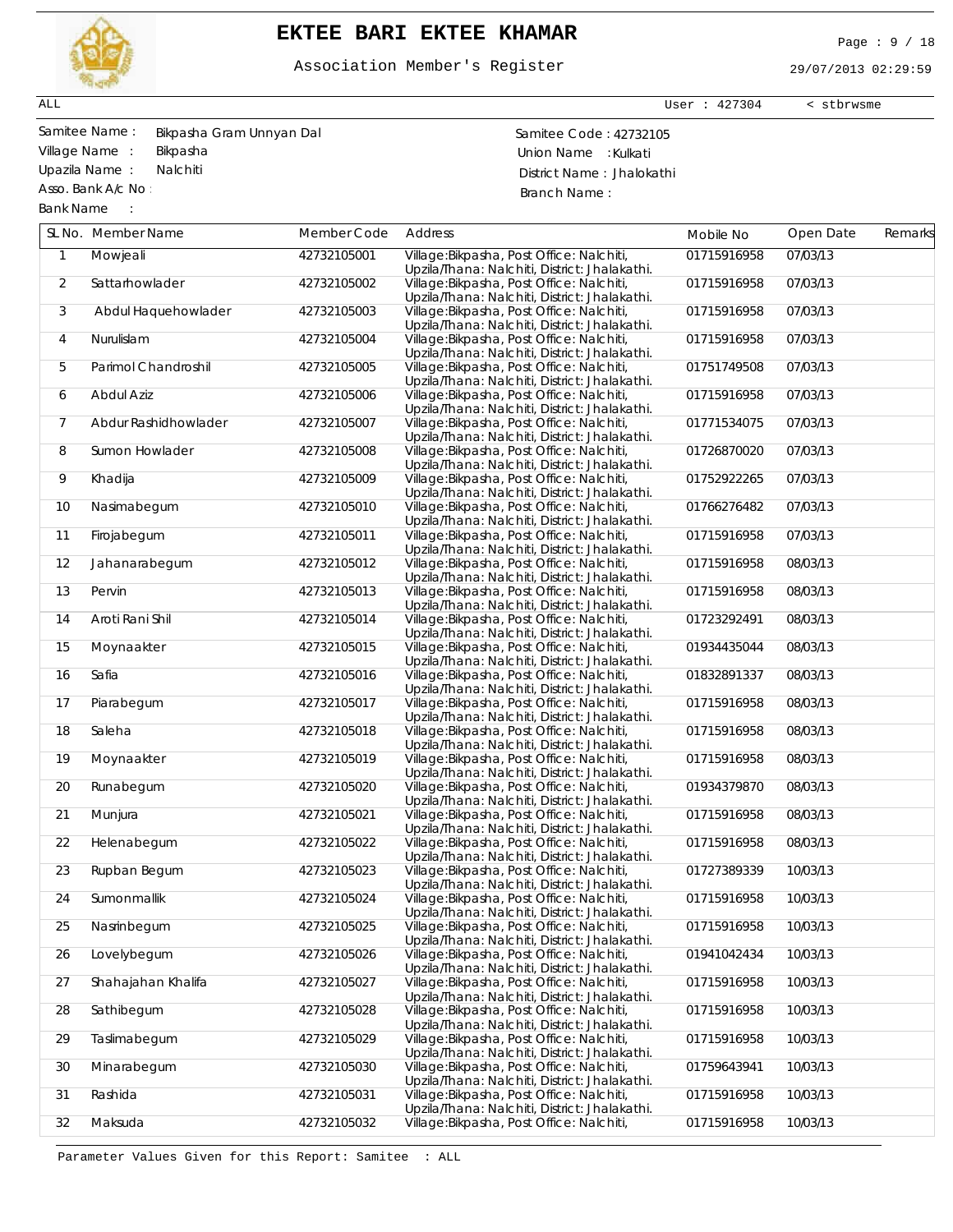# EKTEE BARI EKTEE KHAMAR

Association Member's Register

29/07/2013 02:29:59

ALL

User : 427304 &lt; stbrwsme

Samitee Name : Bikpasha Gram Unnyan Dal

Village Name : Bikpasha

Upazila Name : Nalchiti

Asso. Bank A/c No :

Bank Name :

Samitee Code : 42732105

Union Name : Kulkati

District Name : Jhalokathi

Branch Name :

| SL No. | Member Name | Member Code | Address | Mobile No | Open Date | Remarks |
|---|---|---|---|---|---|---|
| 1 | Mowjeali | 42732105001 | Village:Bikpasha, Post Office: Nalchiti, Upzila/Thana: Nalchiti, District: Jhalakathi. | 01715916958 | 07/03/13 | |
| 2 | Sattarhowlader | 42732105002 | Village:Bikpasha, Post Office: Nalchiti, Upzila/Thana: Nalchiti, District: Jhalakathi. | 01715916958 | 07/03/13 | |
| 3 | Abdul Haquehowlader | 42732105003 | Village:Bikpasha, Post Office: Nalchiti, Upzila/Thana: Nalchiti, District: Jhalakathi. | 01715916958 | 07/03/13 | |
| 4 | Nurulislam | 42732105004 | Village:Bikpasha, Post Office: Nalchiti, Upzila/Thana: Nalchiti, District: Jhalakathi. | 01715916958 | 07/03/13 | |
| 5 | Parimol Chandroshil | 42732105005 | Village:Bikpasha, Post Office: Nalchiti, Upzila/Thana: Nalchiti, District: Jhalakathi. | 01751749508 | 07/03/13 | |
| 6 | Abdul Aziz | 42732105006 | Village:Bikpasha, Post Office: Nalchiti, Upzila/Thana: Nalchiti, District: Jhalakathi. | 01715916958 | 07/03/13 | |
| 7 | Abdur Rashidhowlader | 42732105007 | Village:Bikpasha, Post Office: Nalchiti, Upzila/Thana: Nalchiti, District: Jhalakathi. | 01771534075 | 07/03/13 | |
| 8 | Sumon Howlader | 42732105008 | Village:Bikpasha, Post Office: Nalchiti, Upzila/Thana: Nalchiti, District: Jhalakathi. | 01726870020 | 07/03/13 | |
| 9 | Khadija | 42732105009 | Village:Bikpasha, Post Office: Nalchiti, Upzila/Thana: Nalchiti, District: Jhalakathi. | 01752922265 | 07/03/13 | |
| 10 | Nasimabegum | 42732105010 | Village:Bikpasha, Post Office: Nalchiti, Upzila/Thana: Nalchiti, District: Jhalakathi. | 01766276482 | 07/03/13 | |
| 11 | Firojabegum | 42732105011 | Village:Bikpasha, Post Office: Nalchiti, Upzila/Thana: Nalchiti, District: Jhalakathi. | 01715916958 | 07/03/13 | |
| 12 | Jahanarabegum | 42732105012 | Village:Bikpasha, Post Office: Nalchiti, Upzila/Thana: Nalchiti, District: Jhalakathi. | 01715916958 | 08/03/13 | |
| 13 | Pervin | 42732105013 | Village:Bikpasha, Post Office: Nalchiti, Upzila/Thana: Nalchiti, District: Jhalakathi. | 01715916958 | 08/03/13 | |
| 14 | Aroti Rani Shil | 42732105014 | Village:Bikpasha, Post Office: Nalchiti, Upzila/Thana: Nalchiti, District: Jhalakathi. | 01723292491 | 08/03/13 | |
| 15 | Moynaakter | 42732105015 | Village:Bikpasha, Post Office: Nalchiti, Upzila/Thana: Nalchiti, District: Jhalakathi. | 01934435044 | 08/03/13 | |
| 16 | Safia | 42732105016 | Village:Bikpasha, Post Office: Nalchiti, Upzila/Thana: Nalchiti, District: Jhalakathi. | 01832891337 | 08/03/13 | |
| 17 | Piarabegum | 42732105017 | Village:Bikpasha, Post Office: Nalchiti, Upzila/Thana: Nalchiti, District: Jhalakathi. | 01715916958 | 08/03/13 | |
| 18 | Saleha | 42732105018 | Village:Bikpasha, Post Office: Nalchiti, Upzila/Thana: Nalchiti, District: Jhalakathi. | 01715916958 | 08/03/13 | |
| 19 | Moynaakter | 42732105019 | Village:Bikpasha, Post Office: Nalchiti, Upzila/Thana: Nalchiti, District: Jhalakathi. | 01715916958 | 08/03/13 | |
| 20 | Runabegum | 42732105020 | Village:Bikpasha, Post Office: Nalchiti, Upzila/Thana: Nalchiti, District: Jhalakathi. | 01934379870 | 08/03/13 | |
| 21 | Munjura | 42732105021 | Village:Bikpasha, Post Office: Nalchiti, Upzila/Thana: Nalchiti, District: Jhalakathi. | 01715916958 | 08/03/13 | |
| 22 | Helenabegum | 42732105022 | Village:Bikpasha, Post Office: Nalchiti, Upzila/Thana: Nalchiti, District: Jhalakathi. | 01715916958 | 08/03/13 | |
| 23 | Rupban Begum | 42732105023 | Village:Bikpasha, Post Office: Nalchiti, Upzila/Thana: Nalchiti, District: Jhalakathi. | 01727389339 | 10/03/13 | |
| 24 | Sumonmallik | 42732105024 | Village:Bikpasha, Post Office: Nalchiti, Upzila/Thana: Nalchiti, District: Jhalakathi. | 01715916958 | 10/03/13 | |
| 25 | Nasrinbegum | 42732105025 | Village:Bikpasha, Post Office: Nalchiti, Upzila/Thana: Nalchiti, District: Jhalakathi. | 01715916958 | 10/03/13 | |
| 26 | Lovelybegum | 42732105026 | Village:Bikpasha, Post Office: Nalchiti, Upzila/Thana: Nalchiti, District: Jhalakathi. | 01941042434 | 10/03/13 | |
| 27 | Shahajahan Khalifa | 42732105027 | Village:Bikpasha, Post Office: Nalchiti, Upzila/Thana: Nalchiti, District: Jhalakathi. | 01715916958 | 10/03/13 | |
| 28 | Sathibegum | 42732105028 | Village:Bikpasha, Post Office: Nalchiti, Upzila/Thana: Nalchiti, District: Jhalakathi. | 01715916958 | 10/03/13 | |
| 29 | Taslimabegum | 42732105029 | Village:Bikpasha, Post Office: Nalchiti, Upzila/Thana: Nalchiti, District: Jhalakathi. | 01715916958 | 10/03/13 | |
| 30 | Minarabegum | 42732105030 | Village:Bikpasha, Post Office: Nalchiti, Upzila/Thana: Nalchiti, District: Jhalakathi. | 01759643941 | 10/03/13 | |
| 31 | Rashida | 42732105031 | Village:Bikpasha, Post Office: Nalchiti, Upzila/Thana: Nalchiti, District: Jhalakathi. | 01715916958 | 10/03/13 | |
| 32 | Maksuda | 42732105032 | Village:Bikpasha, Post Office: Nalchiti, | 01715916958 | 10/03/13 | |

Parameter Values Given for this Report: Samitee : ALL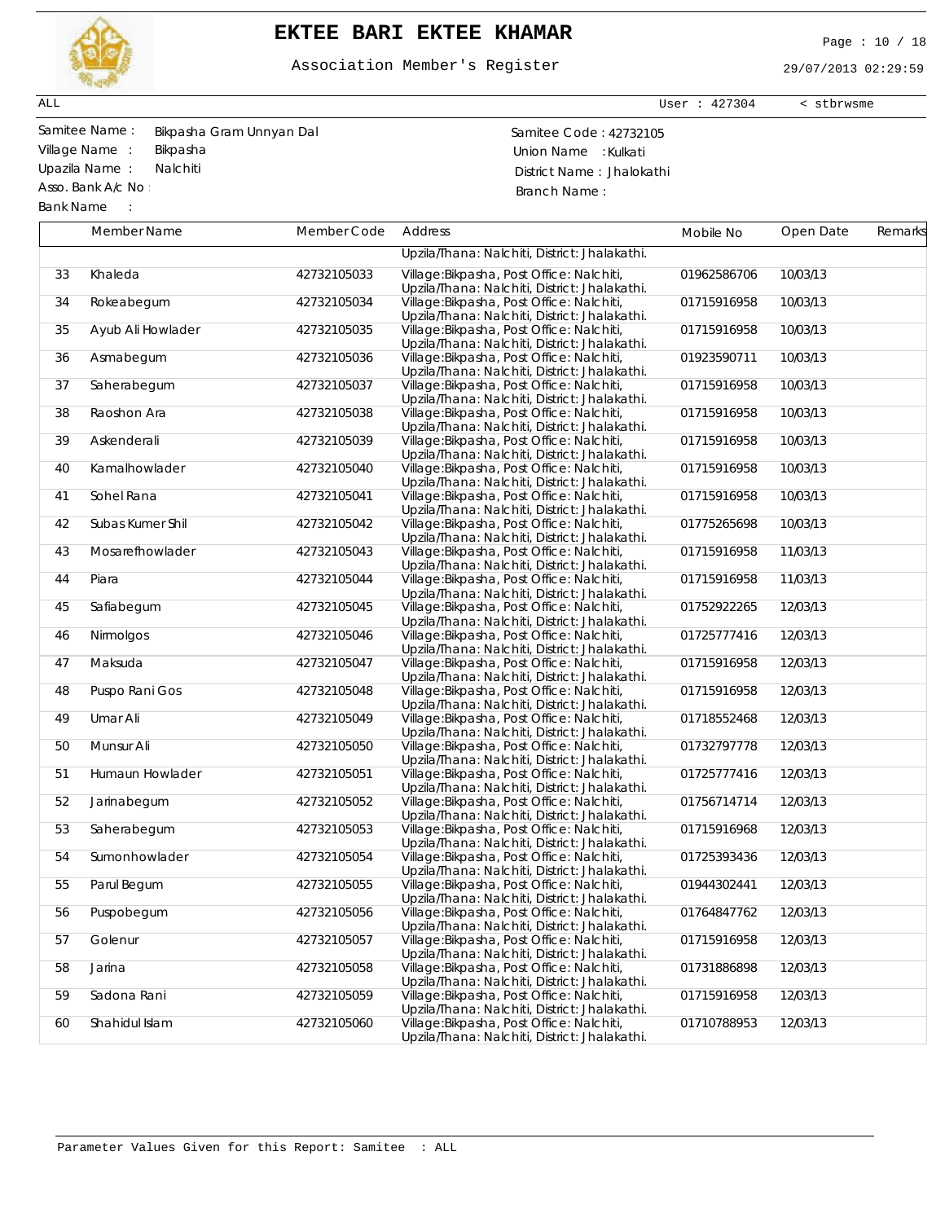# EKTEE BARI EKTEE KHAMAR

Association Member's Register

29/07/2013 02:29:59

ALL | User : 427304 | < stbrwsme

Samitee Name : Bikpasha Gram Unnyan Dal
Village Name : Bikpasha
Upazila Name : Nalchiti
Asso. Bank A/c No :
Bank Name :

Samitee Code : 42732105
Union Name : Kulkati
District Name : Jhalokathi
Branch Name :

| | Member Name | Member Code | Address | Mobile No | Open Date | Remarks |
|---|---|---|---|---|---|---|
| | | | Upzila/Thana: Nalchiti, District: Jhalakathi. | | | |
| 33 | Khaleda | 42732105033 | Village:Bikpasha, Post Office: Nalchiti, Upzila/Thana: Nalchiti, District: Jhalakathi. | 01962586706 | 10/03/13 | |
| 34 | Rokeabegum | 42732105034 | Village:Bikpasha, Post Office: Nalchiti, Upzila/Thana: Nalchiti, District: Jhalakathi. | 01715916958 | 10/03/13 | |
| 35 | Ayub Ali Howlader | 42732105035 | Village:Bikpasha, Post Office: Nalchiti, Upzila/Thana: Nalchiti, District: Jhalakathi. | 01715916958 | 10/03/13 | |
| 36 | Asmabegum | 42732105036 | Village:Bikpasha, Post Office: Nalchiti, Upzila/Thana: Nalchiti, District: Jhalakathi. | 01923590711 | 10/03/13 | |
| 37 | Saherabegum | 42732105037 | Village:Bikpasha, Post Office: Nalchiti, Upzila/Thana: Nalchiti, District: Jhalakathi. | 01715916958 | 10/03/13 | |
| 38 | Raoshon Ara | 42732105038 | Village:Bikpasha, Post Office: Nalchiti, Upzila/Thana: Nalchiti, District: Jhalakathi. | 01715916958 | 10/03/13 | |
| 39 | Askenderali | 42732105039 | Village:Bikpasha, Post Office: Nalchiti, Upzila/Thana: Nalchiti, District: Jhalakathi. | 01715916958 | 10/03/13 | |
| 40 | Kamalhowlader | 42732105040 | Village:Bikpasha, Post Office: Nalchiti, Upzila/Thana: Nalchiti, District: Jhalakathi. | 01715916958 | 10/03/13 | |
| 41 | Sohel Rana | 42732105041 | Village:Bikpasha, Post Office: Nalchiti, Upzila/Thana: Nalchiti, District: Jhalakathi. | 01715916958 | 10/03/13 | |
| 42 | Subas Kumer Shil | 42732105042 | Village:Bikpasha, Post Office: Nalchiti, Upzila/Thana: Nalchiti, District: Jhalakathi. | 01775265698 | 10/03/13 | |
| 43 | Mosarefhowlader | 42732105043 | Village:Bikpasha, Post Office: Nalchiti, Upzila/Thana: Nalchiti, District: Jhalakathi. | 01715916958 | 11/03/13 | |
| 44 | Piara | 42732105044 | Village:Bikpasha, Post Office: Nalchiti, Upzila/Thana: Nalchiti, District: Jhalakathi. | 01715916958 | 11/03/13 | |
| 45 | Safiabegum | 42732105045 | Village:Bikpasha, Post Office: Nalchiti, Upzila/Thana: Nalchiti, District: Jhalakathi. | 01752922265 | 12/03/13 | |
| 46 | Nirmolgos | 42732105046 | Village:Bikpasha, Post Office: Nalchiti, Upzila/Thana: Nalchiti, District: Jhalakathi. | 01725777416 | 12/03/13 | |
| 47 | Maksuda | 42732105047 | Village:Bikpasha, Post Office: Nalchiti, Upzila/Thana: Nalchiti, District: Jhalakathi. | 01715916958 | 12/03/13 | |
| 48 | Puspo Rani Gos | 42732105048 | Village:Bikpasha, Post Office: Nalchiti, Upzila/Thana: Nalchiti, District: Jhalakathi. | 01715916958 | 12/03/13 | |
| 49 | Umar Ali | 42732105049 | Village:Bikpasha, Post Office: Nalchiti, Upzila/Thana: Nalchiti, District: Jhalakathi. | 01718552468 | 12/03/13 | |
| 50 | Munsur Ali | 42732105050 | Village:Bikpasha, Post Office: Nalchiti, Upzila/Thana: Nalchiti, District: Jhalakathi. | 01732797778 | 12/03/13 | |
| 51 | Humaun Howlader | 42732105051 | Village:Bikpasha, Post Office: Nalchiti, Upzila/Thana: Nalchiti, District: Jhalakathi. | 01725777416 | 12/03/13 | |
| 52 | Jarinabegum | 42732105052 | Village:Bikpasha, Post Office: Nalchiti, Upzila/Thana: Nalchiti, District: Jhalakathi. | 01756714714 | 12/03/13 | |
| 53 | Saherabegum | 42732105053 | Village:Bikpasha, Post Office: Nalchiti, Upzila/Thana: Nalchiti, District: Jhalakathi. | 01715916968 | 12/03/13 | |
| 54 | Sumonhowlader | 42732105054 | Village:Bikpasha, Post Office: Nalchiti, Upzila/Thana: Nalchiti, District: Jhalakathi. | 01725393436 | 12/03/13 | |
| 55 | Parul Begum | 42732105055 | Village:Bikpasha, Post Office: Nalchiti, Upzila/Thana: Nalchiti, District: Jhalakathi. | 01944302441 | 12/03/13 | |
| 56 | Puspobegum | 42732105056 | Village:Bikpasha, Post Office: Nalchiti, Upzila/Thana: Nalchiti, District: Jhalakathi. | 01764847762 | 12/03/13 | |
| 57 | Golenur | 42732105057 | Village:Bikpasha, Post Office: Nalchiti, Upzila/Thana: Nalchiti, District: Jhalakathi. | 01715916958 | 12/03/13 | |
| 58 | Jarina | 42732105058 | Village:Bikpasha, Post Office: Nalchiti, Upzila/Thana: Nalchiti, District: Jhalakathi. | 01731886898 | 12/03/13 | |
| 59 | Sadona Rani | 42732105059 | Village:Bikpasha, Post Office: Nalchiti, Upzila/Thana: Nalchiti, District: Jhalakathi. | 01715916958 | 12/03/13 | |
| 60 | Shahidul Islam | 42732105060 | Village:Bikpasha, Post Office: Nalchiti, Upzila/Thana: Nalchiti, District: Jhalakathi. | 01710788953 | 12/03/13 | |

Parameter Values Given for this Report: Samitee : ALL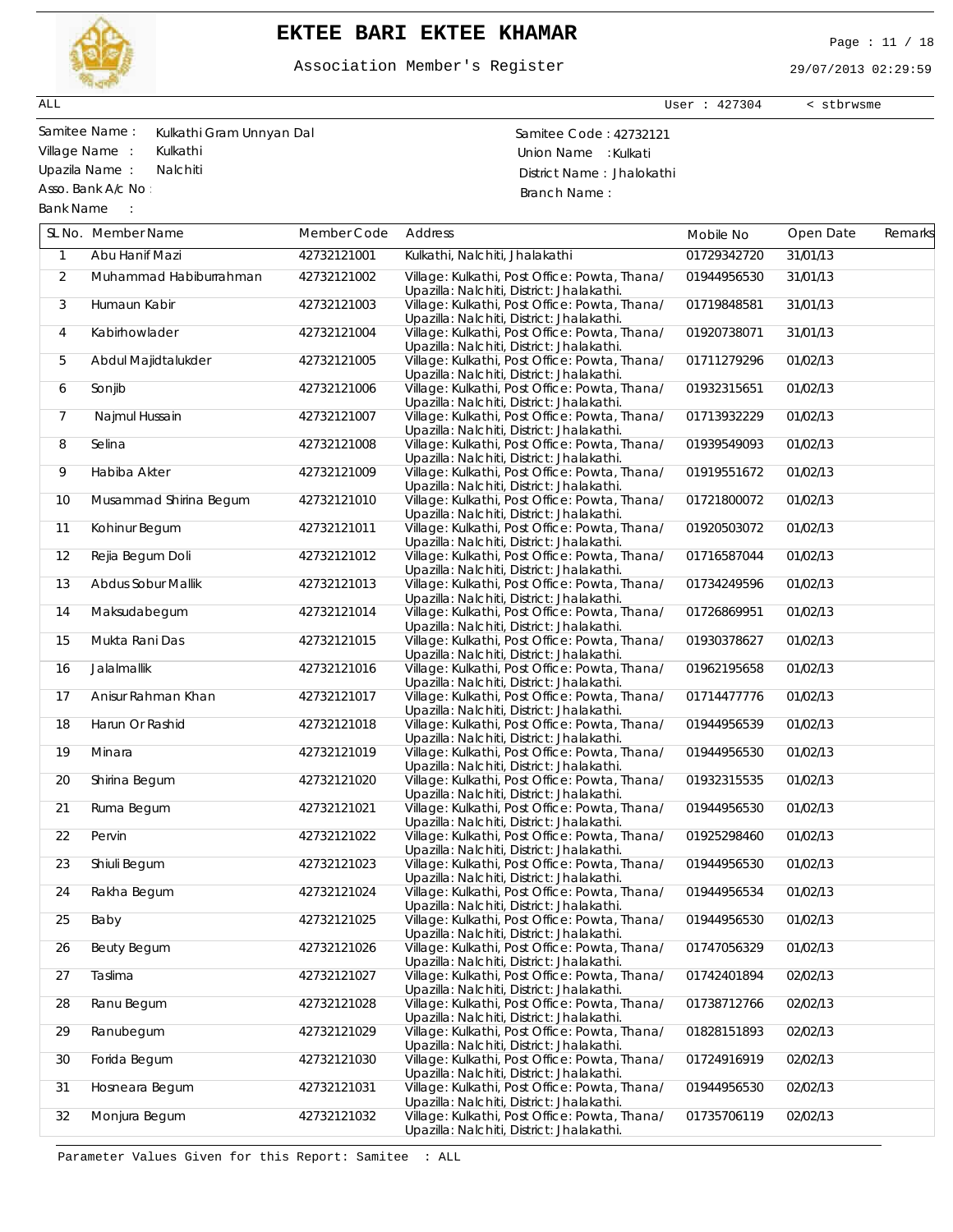# EKTEE BARI EKTEE KHAMAR

Association Member's Register

29/07/2013 02:29:59

ALL | User : 427304 | < stbrwsme

Samitee Name : Kulkathi Gram Unnyan Dal
Village Name : Kulkathi
Upazila Name : Nalchiti
Asso. Bank A/c No :
Bank Name :

Samitee Code : 42732121
Union Name : Kulkati
District Name : Jhalokathi
Branch Name :

| SL No. | Member Name | Member Code | Address | Mobile No | Open Date | Remarks |
|---|---|---|---|---|---|---|
| 1 | Abu Hanif Mazi | 42732121001 | Kulkathi, Nalchiti, Jhalakathi | 01729342720 | 31/01/13 | |
| 2 | Muhammad Habiburrahman | 42732121002 | Village: Kulkathi, Post Office: Powta, Thana/ Upazilla: Nalchiti, District: Jhalakathi. | 01944956530 | 31/01/13 | |
| 3 | Humaun Kabir | 42732121003 | Village: Kulkathi, Post Office: Powta, Thana/ Upazilla: Nalchiti, District: Jhalakathi. | 01719848581 | 31/01/13 | |
| 4 | Kabirhowlader | 42732121004 | Village: Kulkathi, Post Office: Powta, Thana/ Upazilla: Nalchiti, District: Jhalakathi. | 01920738071 | 31/01/13 | |
| 5 | Abdul Majidtalukder | 42732121005 | Village: Kulkathi, Post Office: Powta, Thana/ Upazilla: Nalchiti, District: Jhalakathi. | 01711279296 | 01/02/13 | |
| 6 | Sonjib | 42732121006 | Village: Kulkathi, Post Office: Powta, Thana/ Upazilla: Nalchiti, District: Jhalakathi. | 01932315651 | 01/02/13 | |
| 7 | Najmul Hussain | 42732121007 | Village: Kulkathi, Post Office: Powta, Thana/ Upazilla: Nalchiti, District: Jhalakathi. | 01713932229 | 01/02/13 | |
| 8 | Selina | 42732121008 | Village: Kulkathi, Post Office: Powta, Thana/ Upazilla: Nalchiti, District: Jhalakathi. | 01939549093 | 01/02/13 | |
| 9 | Habiba Akter | 42732121009 | Village: Kulkathi, Post Office: Powta, Thana/ Upazilla: Nalchiti, District: Jhalakathi. | 01919551672 | 01/02/13 | |
| 10 | Musammad Shirina Begum | 42732121010 | Village: Kulkathi, Post Office: Powta, Thana/ Upazilla: Nalchiti, District: Jhalakathi. | 01721800072 | 01/02/13 | |
| 11 | Kohinur Begum | 42732121011 | Village: Kulkathi, Post Office: Powta, Thana/ Upazilla: Nalchiti, District: Jhalakathi. | 01920503072 | 01/02/13 | |
| 12 | Rejia Begum Doli | 42732121012 | Village: Kulkathi, Post Office: Powta, Thana/ Upazilla: Nalchiti, District: Jhalakathi. | 01716587044 | 01/02/13 | |
| 13 | Abdus Sobur Mallik | 42732121013 | Village: Kulkathi, Post Office: Powta, Thana/ Upazilla: Nalchiti, District: Jhalakathi. | 01734249596 | 01/02/13 | |
| 14 | Maksudabegum | 42732121014 | Village: Kulkathi, Post Office: Powta, Thana/ Upazilla: Nalchiti, District: Jhalakathi. | 01726869951 | 01/02/13 | |
| 15 | Mukta Rani Das | 42732121015 | Village: Kulkathi, Post Office: Powta, Thana/ Upazilla: Nalchiti, District: Jhalakathi. | 01930378627 | 01/02/13 | |
| 16 | Jalalmallik | 42732121016 | Village: Kulkathi, Post Office: Powta, Thana/ Upazilla: Nalchiti, District: Jhalakathi. | 01962195658 | 01/02/13 | |
| 17 | Anisur Rahman Khan | 42732121017 | Village: Kulkathi, Post Office: Powta, Thana/ Upazilla: Nalchiti, District: Jhalakathi. | 01714477776 | 01/02/13 | |
| 18 | Harun Or Rashid | 42732121018 | Village: Kulkathi, Post Office: Powta, Thana/ Upazilla: Nalchiti, District: Jhalakathi. | 01944956539 | 01/02/13 | |
| 19 | Minara | 42732121019 | Village: Kulkathi, Post Office: Powta, Thana/ Upazilla: Nalchiti, District: Jhalakathi. | 01944956530 | 01/02/13 | |
| 20 | Shirina Begum | 42732121020 | Village: Kulkathi, Post Office: Powta, Thana/ Upazilla: Nalchiti, District: Jhalakathi. | 01932315535 | 01/02/13 | |
| 21 | Ruma Begum | 42732121021 | Village: Kulkathi, Post Office: Powta, Thana/ Upazilla: Nalchiti, District: Jhalakathi. | 01944956530 | 01/02/13 | |
| 22 | Pervin | 42732121022 | Village: Kulkathi, Post Office: Powta, Thana/ Upazilla: Nalchiti, District: Jhalakathi. | 01925298460 | 01/02/13 | |
| 23 | Shiuli Begum | 42732121023 | Village: Kulkathi, Post Office: Powta, Thana/ Upazilla: Nalchiti, District: Jhalakathi. | 01944956530 | 01/02/13 | |
| 24 | Rakha Begum | 42732121024 | Village: Kulkathi, Post Office: Powta, Thana/ Upazilla: Nalchiti, District: Jhalakathi. | 01944956534 | 01/02/13 | |
| 25 | Baby | 42732121025 | Village: Kulkathi, Post Office: Powta, Thana/ Upazilla: Nalchiti, District: Jhalakathi. | 01944956530 | 01/02/13 | |
| 26 | Beuty Begum | 42732121026 | Village: Kulkathi, Post Office: Powta, Thana/ Upazilla: Nalchiti, District: Jhalakathi. | 01747056329 | 01/02/13 | |
| 27 | Taslima | 42732121027 | Village: Kulkathi, Post Office: Powta, Thana/ Upazilla: Nalchiti, District: Jhalakathi. | 01742401894 | 02/02/13 | |
| 28 | Ranu Begum | 42732121028 | Village: Kulkathi, Post Office: Powta, Thana/ Upazilla: Nalchiti, District: Jhalakathi. | 01738712766 | 02/02/13 | |
| 29 | Ranubegum | 42732121029 | Village: Kulkathi, Post Office: Powta, Thana/ Upazilla: Nalchiti, District: Jhalakathi. | 01828151893 | 02/02/13 | |
| 30 | Forida Begum | 42732121030 | Village: Kulkathi, Post Office: Powta, Thana/ Upazilla: Nalchiti, District: Jhalakathi. | 01724916919 | 02/02/13 | |
| 31 | Hosneara Begum | 42732121031 | Village: Kulkathi, Post Office: Powta, Thana/ Upazilla: Nalchiti, District: Jhalakathi. | 01944956530 | 02/02/13 | |
| 32 | Monjura Begum | 42732121032 | Village: Kulkathi, Post Office: Powta, Thana/ Upazilla: Nalchiti, District: Jhalakathi. | 01735706119 | 02/02/13 | |

Parameter Values Given for this Report: Samitee : ALL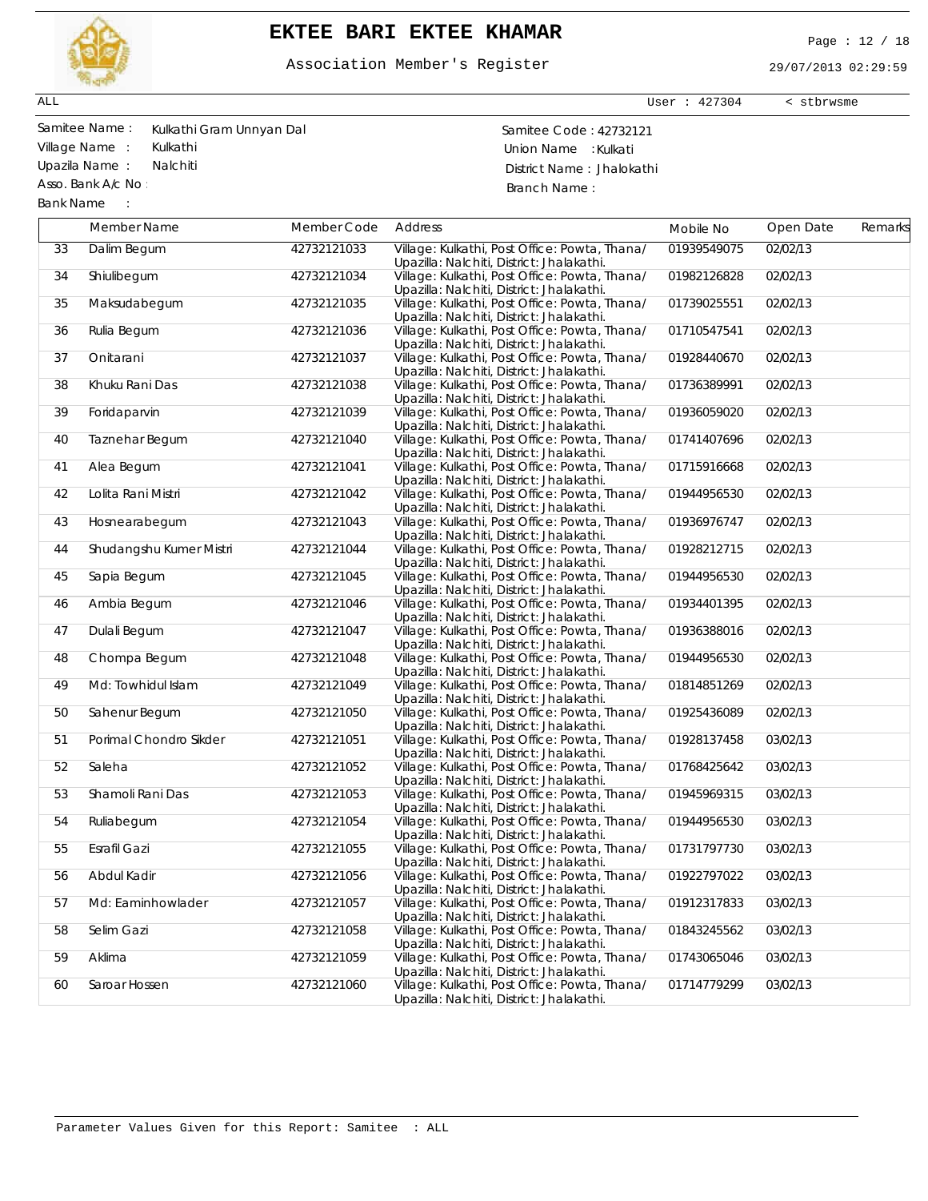# EKTEE BARI EKTEE KHAMAR

Association Member's Register

29/07/2013 02:29:59

ALL | User : 427304 | < stbrwsme

Samitee Name : Kulkathi Gram Unnyan Dal
Village Name : Kulkathi
Upazila Name : Nalchiti
Asso. Bank A/c No :
Bank Name :

Samitee Code : 42732121
Union Name : Kulkati
District Name : Jhalokathi
Branch Name :

| | Member Name | Member Code | Address | Mobile No | Open Date | Remarks |
|---|---|---|---|---|---|---|
| 33 | Dalim Begum | 42732121033 | Village: Kulkathi, Post Office: Powta, Thana/ Upazilla: Nalchiti, District: Jhalakathi. | 01939549075 | 02/02/13 | |
| 34 | Shiulibegum | 42732121034 | Village: Kulkathi, Post Office: Powta, Thana/ Upazilla: Nalchiti, District: Jhalakathi. | 01982126828 | 02/02/13 | |
| 35 | Maksudabegum | 42732121035 | Village: Kulkathi, Post Office: Powta, Thana/ Upazilla: Nalchiti, District: Jhalakathi. | 01739025551 | 02/02/13 | |
| 36 | Rulia Begum | 42732121036 | Village: Kulkathi, Post Office: Powta, Thana/ Upazilla: Nalchiti, District: Jhalakathi. | 01710547541 | 02/02/13 | |
| 37 | Onitarani | 42732121037 | Village: Kulkathi, Post Office: Powta, Thana/ Upazilla: Nalchiti, District: Jhalakathi. | 01928440670 | 02/02/13 | |
| 38 | Khuku Rani Das | 42732121038 | Village: Kulkathi, Post Office: Powta, Thana/ Upazilla: Nalchiti, District: Jhalakathi. | 01736389991 | 02/02/13 | |
| 39 | Foridaparvin | 42732121039 | Village: Kulkathi, Post Office: Powta, Thana/ Upazilla: Nalchiti, District: Jhalakathi. | 01936059020 | 02/02/13 | |
| 40 | Taznehar Begum | 42732121040 | Village: Kulkathi, Post Office: Powta, Thana/ Upazilla: Nalchiti, District: Jhalakathi. | 01741407696 | 02/02/13 | |
| 41 | Alea Begum | 42732121041 | Village: Kulkathi, Post Office: Powta, Thana/ Upazilla: Nalchiti, District: Jhalakathi. | 01715916668 | 02/02/13 | |
| 42 | Lolita Rani Mistri | 42732121042 | Village: Kulkathi, Post Office: Powta, Thana/ Upazilla: Nalchiti, District: Jhalakathi. | 01944956530 | 02/02/13 | |
| 43 | Hosnearabegum | 42732121043 | Village: Kulkathi, Post Office: Powta, Thana/ Upazilla: Nalchiti, District: Jhalakathi. | 01936976747 | 02/02/13 | |
| 44 | Shudangshu Kumer Mistri | 42732121044 | Village: Kulkathi, Post Office: Powta, Thana/ Upazilla: Nalchiti, District: Jhalakathi. | 01928212715 | 02/02/13 | |
| 45 | Sapia Begum | 42732121045 | Village: Kulkathi, Post Office: Powta, Thana/ Upazilla: Nalchiti, District: Jhalakathi. | 01944956530 | 02/02/13 | |
| 46 | Ambia Begum | 42732121046 | Village: Kulkathi, Post Office: Powta, Thana/ Upazilla: Nalchiti, District: Jhalakathi. | 01934401395 | 02/02/13 | |
| 47 | Dulali Begum | 42732121047 | Village: Kulkathi, Post Office: Powta, Thana/ Upazilla: Nalchiti, District: Jhalakathi. | 01936388016 | 02/02/13 | |
| 48 | Chompa Begum | 42732121048 | Village: Kulkathi, Post Office: Powta, Thana/ Upazilla: Nalchiti, District: Jhalakathi. | 01944956530 | 02/02/13 | |
| 49 | Md: Towhidul Islam | 42732121049 | Village: Kulkathi, Post Office: Powta, Thana/ Upazilla: Nalchiti, District: Jhalakathi. | 01814851269 | 02/02/13 | |
| 50 | Sahenur Begum | 42732121050 | Village: Kulkathi, Post Office: Powta, Thana/ Upazilla: Nalchiti, District: Jhalakathi. | 01925436089 | 02/02/13 | |
| 51 | Porimal Chondro Sikder | 42732121051 | Village: Kulkathi, Post Office: Powta, Thana/ Upazilla: Nalchiti, District: Jhalakathi. | 01928137458 | 03/02/13 | |
| 52 | Saleha | 42732121052 | Village: Kulkathi, Post Office: Powta, Thana/ Upazilla: Nalchiti, District: Jhalakathi. | 01768425642 | 03/02/13 | |
| 53 | Shamoli Rani Das | 42732121053 | Village: Kulkathi, Post Office: Powta, Thana/ Upazilla: Nalchiti, District: Jhalakathi. | 01945969315 | 03/02/13 | |
| 54 | Ruliabegum | 42732121054 | Village: Kulkathi, Post Office: Powta, Thana/ Upazilla: Nalchiti, District: Jhalakathi. | 01944956530 | 03/02/13 | |
| 55 | Esrafil Gazi | 42732121055 | Village: Kulkathi, Post Office: Powta, Thana/ Upazilla: Nalchiti, District: Jhalakathi. | 01731797730 | 03/02/13 | |
| 56 | Abdul Kadir | 42732121056 | Village: Kulkathi, Post Office: Powta, Thana/ Upazilla: Nalchiti, District: Jhalakathi. | 01922797022 | 03/02/13 | |
| 57 | Md: Eaminhowlader | 42732121057 | Village: Kulkathi, Post Office: Powta, Thana/ Upazilla: Nalchiti, District: Jhalakathi. | 01912317833 | 03/02/13 | |
| 58 | Selim Gazi | 42732121058 | Village: Kulkathi, Post Office: Powta, Thana/ Upazilla: Nalchiti, District: Jhalakathi. | 01843245562 | 03/02/13 | |
| 59 | Aklima | 42732121059 | Village: Kulkathi, Post Office: Powta, Thana/ Upazilla: Nalchiti, District: Jhalakathi. | 01743065046 | 03/02/13 | |
| 60 | Saroar Hossen | 42732121060 | Village: Kulkathi, Post Office: Powta, Thana/ Upazilla: Nalchiti, District: Jhalakathi. | 01714779299 | 03/02/13 | |

Parameter Values Given for this Report: Samitee : ALL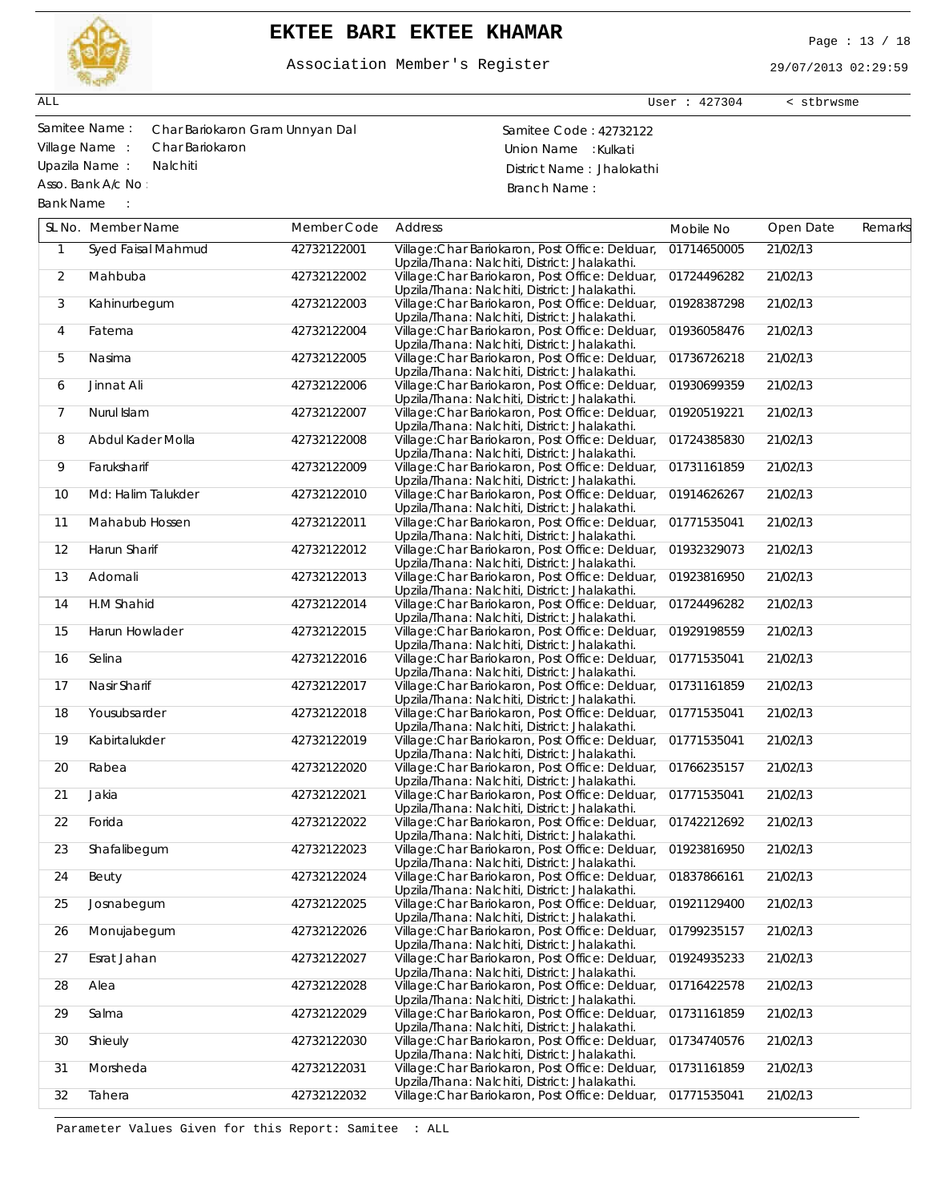# EKTEE BARI EKTEE KHAMAR

Association Member's Register

29/07/2013 02:29:59

ALL User : 427304 < stbrwsme

Samitee Name : Char Bariokaron Gram Unnyan Dal
Village Name : Char Bariokaron
Upazila Name : Nalchiti
Asso. Bank A/c No :
Bank Name :

Samitee Code : 42732122
Union Name : Kulkati
District Name : Jhalokathi
Branch Name :

| SL No. | Member Name | Member Code | Address | Mobile No | Open Date | Remarks |
|---|---|---|---|---|---|---|
| 1 | Syed Faisal Mahmud | 42732122001 | Village:Char Bariokaron, Post Office: Delduar, Upzila/Thana: Nalchiti, District: Jhalakathi. | 01714650005 | 21/02/13 | |
| 2 | Mahbuba | 42732122002 | Village:Char Bariokaron, Post Office: Delduar, Upzila/Thana: Nalchiti, District: Jhalakathi. | 01724496282 | 21/02/13 | |
| 3 | Kahinurbegum | 42732122003 | Village:Char Bariokaron, Post Office: Delduar, Upzila/Thana: Nalchiti, District: Jhalakathi. | 01928387298 | 21/02/13 | |
| 4 | Fatema | 42732122004 | Village:Char Bariokaron, Post Office: Delduar, Upzila/Thana: Nalchiti, District: Jhalakathi. | 01936058476 | 21/02/13 | |
| 5 | Nasima | 42732122005 | Village:Char Bariokaron, Post Office: Delduar, Upzila/Thana: Nalchiti, District: Jhalakathi. | 01736726218 | 21/02/13 | |
| 6 | Jinnat Ali | 42732122006 | Village:Char Bariokaron, Post Office: Delduar, Upzila/Thana: Nalchiti, District: Jhalakathi. | 01930699359 | 21/02/13 | |
| 7 | Nurul Islam | 42732122007 | Village:Char Bariokaron, Post Office: Delduar, Upzila/Thana: Nalchiti, District: Jhalakathi. | 01920519221 | 21/02/13 | |
| 8 | Abdul Kader Molla | 42732122008 | Village:Char Bariokaron, Post Office: Delduar, Upzila/Thana: Nalchiti, District: Jhalakathi. | 01724385830 | 21/02/13 | |
| 9 | Faruksharif | 42732122009 | Village:Char Bariokaron, Post Office: Delduar, Upzila/Thana: Nalchiti, District: Jhalakathi. | 01731161859 | 21/02/13 | |
| 10 | Md: Halim Talukder | 42732122010 | Village:Char Bariokaron, Post Office: Delduar, Upzila/Thana: Nalchiti, District: Jhalakathi. | 01914626267 | 21/02/13 | |
| 11 | Mahabub Hossen | 42732122011 | Village:Char Bariokaron, Post Office: Delduar, Upzila/Thana: Nalchiti, District: Jhalakathi. | 01771535041 | 21/02/13 | |
| 12 | Harun Sharif | 42732122012 | Village:Char Bariokaron, Post Office: Delduar, Upzila/Thana: Nalchiti, District: Jhalakathi. | 01932329073 | 21/02/13 | |
| 13 | Adomali | 42732122013 | Village:Char Bariokaron, Post Office: Delduar, Upzila/Thana: Nalchiti, District: Jhalakathi. | 01923816950 | 21/02/13 | |
| 14 | H.M Shahid | 42732122014 | Village:Char Bariokaron, Post Office: Delduar, Upzila/Thana: Nalchiti, District: Jhalakathi. | 01724496282 | 21/02/13 | |
| 15 | Harun Howlader | 42732122015 | Village:Char Bariokaron, Post Office: Delduar, Upzila/Thana: Nalchiti, District: Jhalakathi. | 01929198559 | 21/02/13 | |
| 16 | Selina | 42732122016 | Village:Char Bariokaron, Post Office: Delduar, Upzila/Thana: Nalchiti, District: Jhalakathi. | 01771535041 | 21/02/13 | |
| 17 | Nasir Sharif | 42732122017 | Village:Char Bariokaron, Post Office: Delduar, Upzila/Thana: Nalchiti, District: Jhalakathi. | 01731161859 | 21/02/13 | |
| 18 | Yousubsarder | 42732122018 | Village:Char Bariokaron, Post Office: Delduar, Upzila/Thana: Nalchiti, District: Jhalakathi. | 01771535041 | 21/02/13 | |
| 19 | Kabirtalukder | 42732122019 | Village:Char Bariokaron, Post Office: Delduar, Upzila/Thana: Nalchiti, District: Jhalakathi. | 01771535041 | 21/02/13 | |
| 20 | Rabea | 42732122020 | Village:Char Bariokaron, Post Office: Delduar, Upzila/Thana: Nalchiti, District: Jhalakathi. | 01766235157 | 21/02/13 | |
| 21 | Jakia | 42732122021 | Village:Char Bariokaron, Post Office: Delduar, Upzila/Thana: Nalchiti, District: Jhalakathi. | 01771535041 | 21/02/13 | |
| 22 | Forida | 42732122022 | Village:Char Bariokaron, Post Office: Delduar, Upzila/Thana: Nalchiti, District: Jhalakathi. | 01742212692 | 21/02/13 | |
| 23 | Shafalibegum | 42732122023 | Village:Char Bariokaron, Post Office: Delduar, Upzila/Thana: Nalchiti, District: Jhalakathi. | 01923816950 | 21/02/13 | |
| 24 | Beuty | 42732122024 | Village:Char Bariokaron, Post Office: Delduar, Upzila/Thana: Nalchiti, District: Jhalakathi. | 01837866161 | 21/02/13 | |
| 25 | Josnabegum | 42732122025 | Village:Char Bariokaron, Post Office: Delduar, Upzila/Thana: Nalchiti, District: Jhalakathi. | 01921129400 | 21/02/13 | |
| 26 | Monujabegum | 42732122026 | Village:Char Bariokaron, Post Office: Delduar, Upzila/Thana: Nalchiti, District: Jhalakathi. | 01799235157 | 21/02/13 | |
| 27 | Esrat Jahan | 42732122027 | Village:Char Bariokaron, Post Office: Delduar, Upzila/Thana: Nalchiti, District: Jhalakathi. | 01924935233 | 21/02/13 | |
| 28 | Alea | 42732122028 | Village:Char Bariokaron, Post Office: Delduar, Upzila/Thana: Nalchiti, District: Jhalakathi. | 01716422578 | 21/02/13 | |
| 29 | Salma | 42732122029 | Village:Char Bariokaron, Post Office: Delduar, Upzila/Thana: Nalchiti, District: Jhalakathi. | 01731161859 | 21/02/13 | |
| 30 | Shieuly | 42732122030 | Village:Char Bariokaron, Post Office: Delduar, Upzila/Thana: Nalchiti, District: Jhalakathi. | 01734740576 | 21/02/13 | |
| 31 | Morsheda | 42732122031 | Village:Char Bariokaron, Post Office: Delduar, Upzila/Thana: Nalchiti, District: Jhalakathi. | 01731161859 | 21/02/13 | |
| 32 | Tahera | 42732122032 | Village:Char Bariokaron, Post Office: Delduar, | 01771535041 | 21/02/13 | |

Parameter Values Given for this Report: Samitee : ALL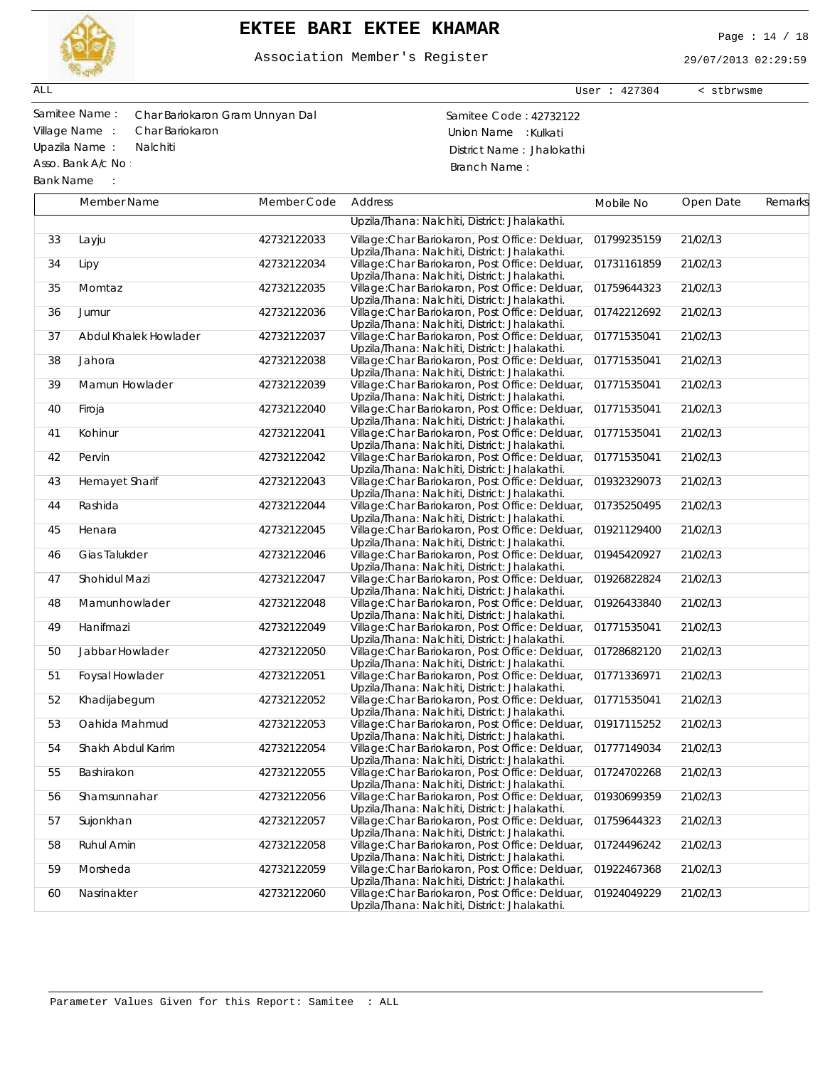# EKTEE BARI EKTEE KHAMAR

Association Member's Register

29/07/2013 02:29:59

ALL | User : 427304 | < stbrwsme

Samitee Name : Char Bariokaron Gram Unnyan Dal
Village Name : Char Bariokaron
Upazila Name : Nalchiti
Asso. Bank A/c No :
Bank Name :

Samitee Code : 42732122
Union Name : Kulkati
District Name : Jhalokathi
Branch Name :

| | Member Name | Member Code | Address | Mobile No | Open Date | Remarks |
|---|---|---|---|---|---|---|
| | | | Upzila/Thana: Nalchiti, District: Jhalakathi. | | | |
| 33 | Layju | 42732122033 | Village:Char Bariokaron, Post Office: Delduar, Upzila/Thana: Nalchiti, District: Jhalakathi. | 01799235159 | 21/02/13 | |
| 34 | Lipy | 42732122034 | Village:Char Bariokaron, Post Office: Delduar, Upzila/Thana: Nalchiti, District: Jhalakathi. | 01731161859 | 21/02/13 | |
| 35 | Momtaz | 42732122035 | Village:Char Bariokaron, Post Office: Delduar, Upzila/Thana: Nalchiti, District: Jhalakathi. | 01759644323 | 21/02/13 | |
| 36 | Jumur | 42732122036 | Village:Char Bariokaron, Post Office: Delduar, Upzila/Thana: Nalchiti, District: Jhalakathi. | 01742212692 | 21/02/13 | |
| 37 | Abdul Khalek Howlader | 42732122037 | Village:Char Bariokaron, Post Office: Delduar, Upzila/Thana: Nalchiti, District: Jhalakathi. | 01771535041 | 21/02/13 | |
| 38 | Jahora | 42732122038 | Village:Char Bariokaron, Post Office: Delduar, Upzila/Thana: Nalchiti, District: Jhalakathi. | 01771535041 | 21/02/13 | |
| 39 | Mamun Howlader | 42732122039 | Village:Char Bariokaron, Post Office: Delduar, Upzila/Thana: Nalchiti, District: Jhalakathi. | 01771535041 | 21/02/13 | |
| 40 | Firoja | 42732122040 | Village:Char Bariokaron, Post Office: Delduar, Upzila/Thana: Nalchiti, District: Jhalakathi. | 01771535041 | 21/02/13 | |
| 41 | Kohinur | 42732122041 | Village:Char Bariokaron, Post Office: Delduar, Upzila/Thana: Nalchiti, District: Jhalakathi. | 01771535041 | 21/02/13 | |
| 42 | Pervin | 42732122042 | Village:Char Bariokaron, Post Office: Delduar, Upzila/Thana: Nalchiti, District: Jhalakathi. | 01771535041 | 21/02/13 | |
| 43 | Hemayet Sharif | 42732122043 | Village:Char Bariokaron, Post Office: Delduar, Upzila/Thana: Nalchiti, District: Jhalakathi. | 01932329073 | 21/02/13 | |
| 44 | Rashida | 42732122044 | Village:Char Bariokaron, Post Office: Delduar, Upzila/Thana: Nalchiti, District: Jhalakathi. | 01735250495 | 21/02/13 | |
| 45 | Henara | 42732122045 | Village:Char Bariokaron, Post Office: Delduar, Upzila/Thana: Nalchiti, District: Jhalakathi. | 01921129400 | 21/02/13 | |
| 46 | Gias Talukder | 42732122046 | Village:Char Bariokaron, Post Office: Delduar, Upzila/Thana: Nalchiti, District: Jhalakathi. | 01945420927 | 21/02/13 | |
| 47 | Shohidul Mazi | 42732122047 | Village:Char Bariokaron, Post Office: Delduar, Upzila/Thana: Nalchiti, District: Jhalakathi. | 01926822824 | 21/02/13 | |
| 48 | Mamunhowlader | 42732122048 | Village:Char Bariokaron, Post Office: Delduar, Upzila/Thana: Nalchiti, District: Jhalakathi. | 01926433840 | 21/02/13 | |
| 49 | Hanifmazi | 42732122049 | Village:Char Bariokaron, Post Office: Delduar, Upzila/Thana: Nalchiti, District: Jhalakathi. | 01771535041 | 21/02/13 | |
| 50 | Jabbar Howlader | 42732122050 | Village:Char Bariokaron, Post Office: Delduar, Upzila/Thana: Nalchiti, District: Jhalakathi. | 01728682120 | 21/02/13 | |
| 51 | Foysal Howlader | 42732122051 | Village:Char Bariokaron, Post Office: Delduar, Upzila/Thana: Nalchiti, District: Jhalakathi. | 01771336971 | 21/02/13 | |
| 52 | Khadijabegum | 42732122052 | Village:Char Bariokaron, Post Office: Delduar, Upzila/Thana: Nalchiti, District: Jhalakathi. | 01771535041 | 21/02/13 | |
| 53 | Oahida Mahmud | 42732122053 | Village:Char Bariokaron, Post Office: Delduar, Upzila/Thana: Nalchiti, District: Jhalakathi. | 01917115252 | 21/02/13 | |
| 54 | Shakh Abdul Karim | 42732122054 | Village:Char Bariokaron, Post Office: Delduar, Upzila/Thana: Nalchiti, District: Jhalakathi. | 01777149034 | 21/02/13 | |
| 55 | Bashirakon | 42732122055 | Village:Char Bariokaron, Post Office: Delduar, Upzila/Thana: Nalchiti, District: Jhalakathi. | 01724702268 | 21/02/13 | |
| 56 | Shamsunnahar | 42732122056 | Village:Char Bariokaron, Post Office: Delduar, Upzila/Thana: Nalchiti, District: Jhalakathi. | 01930699359 | 21/02/13 | |
| 57 | Sujonkhan | 42732122057 | Village:Char Bariokaron, Post Office: Delduar, Upzila/Thana: Nalchiti, District: Jhalakathi. | 01759644323 | 21/02/13 | |
| 58 | Ruhul Amin | 42732122058 | Village:Char Bariokaron, Post Office: Delduar, Upzila/Thana: Nalchiti, District: Jhalakathi. | 01724496242 | 21/02/13 | |
| 59 | Morsheda | 42732122059 | Village:Char Bariokaron, Post Office: Delduar, Upzila/Thana: Nalchiti, District: Jhalakathi. | 01922467368 | 21/02/13 | |
| 60 | Nasrinakter | 42732122060 | Village:Char Bariokaron, Post Office: Delduar, Upzila/Thana: Nalchiti, District: Jhalakathi. | 01924049229 | 21/02/13 | |

Parameter Values Given for this Report: Samitee : ALL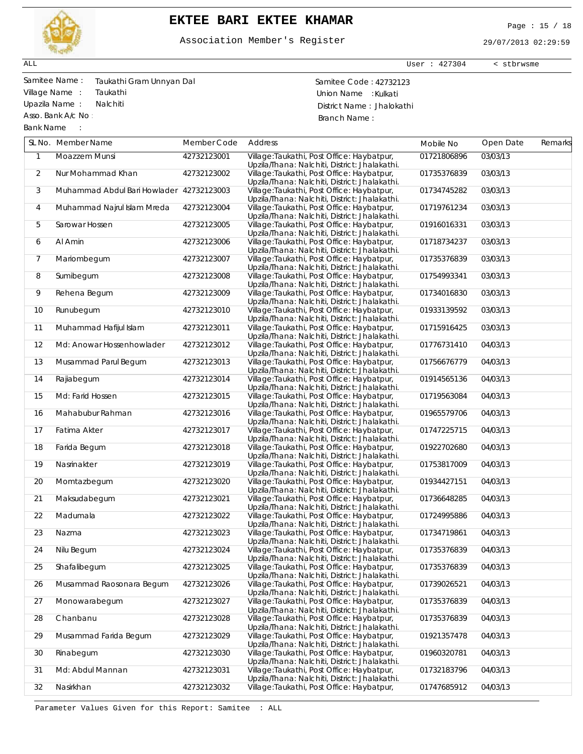# EKTEE BARI EKTEE KHAMAR

Association Member's Register

29/07/2013 02:29:59

ALL | User : 427304 | < stbrwsme

Samitee Name : Taukathi Gram Unnyan Dal
Village Name : Taukathi
Upazila Name : Nalchiti
Asso. Bank A/c No :
Bank Name :

Samitee Code : 42732123
Union Name : Kulkati
District Name : Jhalokathi
Branch Name :

| SL No. | Member Name | Member Code | Address | Mobile No | Open Date | Remarks |
|---|---|---|---|---|---|---|
| 1 | Moazzem Munsi | 42732123001 | Village:Taukathi, Post Office: Haybatpur, Upzila/Thana: Nalchiti, District: Jhalakathi. | 01721806896 | 03/03/13 | |
| 2 | Nur Mohammad Khan | 42732123002 | Village:Taukathi, Post Office: Haybatpur, Upzila/Thana: Nalchiti, District: Jhalakathi. | 01735376839 | 03/03/13 | |
| 3 | Muhammad Abdul Bari Howlader | 42732123003 | Village:Taukathi, Post Office: Haybatpur, Upzila/Thana: Nalchiti, District: Jhalakathi. | 01734745282 | 03/03/13 | |
| 4 | Muhammad Najrul Islam Mreda | 42732123004 | Village:Taukathi, Post Office: Haybatpur, Upzila/Thana: Nalchiti, District: Jhalakathi. | 01719761234 | 03/03/13 | |
| 5 | Sarowar Hossen | 42732123005 | Village:Taukathi, Post Office: Haybatpur, Upzila/Thana: Nalchiti, District: Jhalakathi. | 01916016331 | 03/03/13 | |
| 6 | Al Amin | 42732123006 | Village:Taukathi, Post Office: Haybatpur, Upzila/Thana: Nalchiti, District: Jhalakathi. | 01718734237 | 03/03/13 | |
| 7 | Mariombegum | 42732123007 | Village:Taukathi, Post Office: Haybatpur, Upzila/Thana: Nalchiti, District: Jhalakathi. | 01735376839 | 03/03/13 | |
| 8 | Sumibegum | 42732123008 | Village:Taukathi, Post Office: Haybatpur, Upzila/Thana: Nalchiti, District: Jhalakathi. | 01754993341 | 03/03/13 | |
| 9 | Rehena Begum | 42732123009 | Village:Taukathi, Post Office: Haybatpur, Upzila/Thana: Nalchiti, District: Jhalakathi. | 01734016830 | 03/03/13 | |
| 10 | Runubegum | 42732123010 | Village:Taukathi, Post Office: Haybatpur, Upzila/Thana: Nalchiti, District: Jhalakathi. | 01933139592 | 03/03/13 | |
| 11 | Muhammad Hafijul Islam | 42732123011 | Village:Taukathi, Post Office: Haybatpur, Upzila/Thana: Nalchiti, District: Jhalakathi. | 01715916425 | 03/03/13 | |
| 12 | Md: Anowar Hossenhowlader | 42732123012 | Village:Taukathi, Post Office: Haybatpur, Upzila/Thana: Nalchiti, District: Jhalakathi. | 01776731410 | 04/03/13 | |
| 13 | Musammad Parul Begum | 42732123013 | Village:Taukathi, Post Office: Haybatpur, Upzila/Thana: Nalchiti, District: Jhalakathi. | 01756676779 | 04/03/13 | |
| 14 | Rajiabegum | 42732123014 | Village:Taukathi, Post Office: Haybatpur, Upzila/Thana: Nalchiti, District: Jhalakathi. | 01914565136 | 04/03/13 | |
| 15 | Md: Farid Hossen | 42732123015 | Village:Taukathi, Post Office: Haybatpur, Upzila/Thana: Nalchiti, District: Jhalakathi. | 01719563084 | 04/03/13 | |
| 16 | Mahabubur Rahman | 42732123016 | Village:Taukathi, Post Office: Haybatpur, Upzila/Thana: Nalchiti, District: Jhalakathi. | 01965579706 | 04/03/13 | |
| 17 | Fatima Akter | 42732123017 | Village:Taukathi, Post Office: Haybatpur, Upzila/Thana: Nalchiti, District: Jhalakathi. | 01747225715 | 04/03/13 | |
| 18 | Farida Begum | 42732123018 | Village:Taukathi, Post Office: Haybatpur, Upzila/Thana: Nalchiti, District: Jhalakathi. | 01922702680 | 04/03/13 | |
| 19 | Nasrinakter | 42732123019 | Village:Taukathi, Post Office: Haybatpur, Upzila/Thana: Nalchiti, District: Jhalakathi. | 01753817009 | 04/03/13 | |
| 20 | Momtazbegum | 42732123020 | Village:Taukathi, Post Office: Haybatpur, Upzila/Thana: Nalchiti, District: Jhalakathi. | 01934427151 | 04/03/13 | |
| 21 | Maksudabegum | 42732123021 | Village:Taukathi, Post Office: Haybatpur, Upzila/Thana: Nalchiti, District: Jhalakathi. | 01736648285 | 04/03/13 | |
| 22 | Madumala | 42732123022 | Village:Taukathi, Post Office: Haybatpur, Upzila/Thana: Nalchiti, District: Jhalakathi. | 01724995886 | 04/03/13 | |
| 23 | Nazma | 42732123023 | Village:Taukathi, Post Office: Haybatpur, Upzila/Thana: Nalchiti, District: Jhalakathi. | 01734719861 | 04/03/13 | |
| 24 | Nilu Begum | 42732123024 | Village:Taukathi, Post Office: Haybatpur, Upzila/Thana: Nalchiti, District: Jhalakathi. | 01735376839 | 04/03/13 | |
| 25 | Shafalibegum | 42732123025 | Village:Taukathi, Post Office: Haybatpur, Upzila/Thana: Nalchiti, District: Jhalakathi. | 01735376839 | 04/03/13 | |
| 26 | Musammad Raosonara Begum | 42732123026 | Village:Taukathi, Post Office: Haybatpur, Upzila/Thana: Nalchiti, District: Jhalakathi. | 01739026521 | 04/03/13 | |
| 27 | Monowarabegum | 42732123027 | Village:Taukathi, Post Office: Haybatpur, Upzila/Thana: Nalchiti, District: Jhalakathi. | 01735376839 | 04/03/13 | |
| 28 | Chanbanu | 42732123028 | Village:Taukathi, Post Office: Haybatpur, Upzila/Thana: Nalchiti, District: Jhalakathi. | 01735376839 | 04/03/13 | |
| 29 | Musammad Farida Begum | 42732123029 | Village:Taukathi, Post Office: Haybatpur, Upzila/Thana: Nalchiti, District: Jhalakathi. | 01921357478 | 04/03/13 | |
| 30 | Rinabegum | 42732123030 | Village:Taukathi, Post Office: Haybatpur, Upzila/Thana: Nalchiti, District: Jhalakathi. | 01960320781 | 04/03/13 | |
| 31 | Md: Abdul Mannan | 42732123031 | Village:Taukathi, Post Office: Haybatpur, Upzila/Thana: Nalchiti, District: Jhalakathi. | 01732183796 | 04/03/13 | |
| 32 | Nasirkhan | 42732123032 | Village:Taukathi, Post Office: Haybatpur, | 01747685912 | 04/03/13 | |

Parameter Values Given for this Report: Samitee : ALL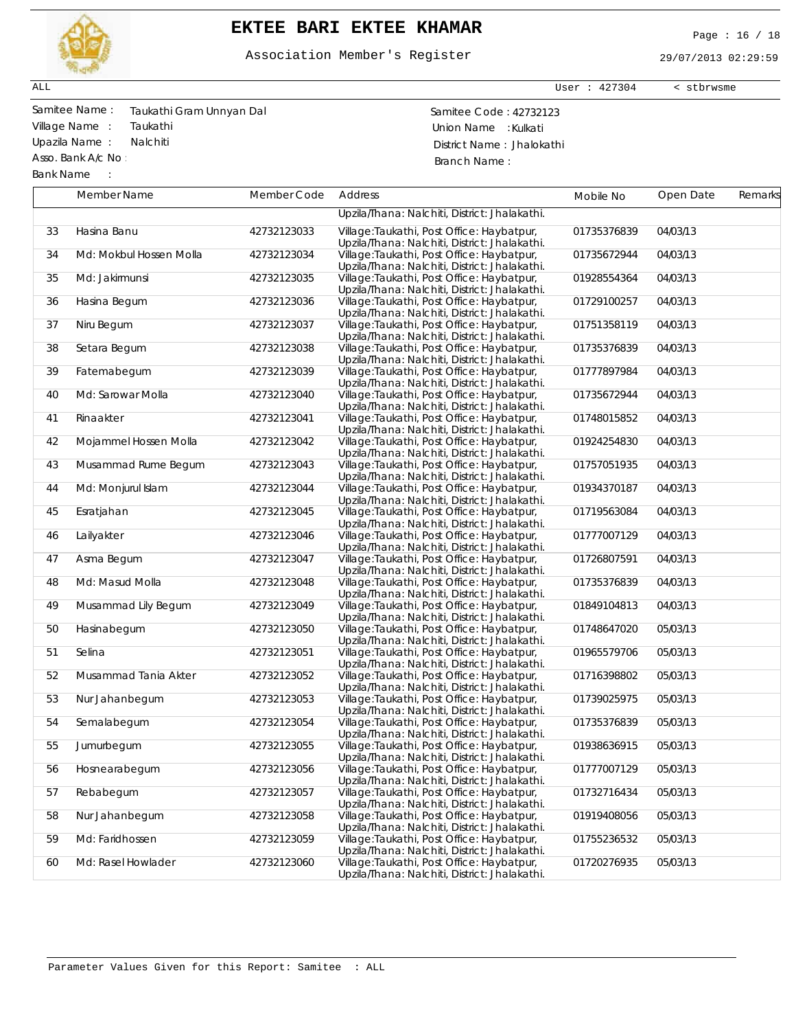# EKTEE BARI EKTEE KHAMAR

Association Member's Register

29/07/2013 02:29:59

ALL | User : 427304 | < stbrwsme

Samitee Name : Taukathi Gram Unnyan Dal | Samitee Code : 42732123
Village Name : Taukathi | Union Name : Kulkati
Upazila Name : Nalchiti | District Name : Jhalokathi
Asso. Bank A/c No : | Branch Name :
Bank Name :

| | Member Name | Member Code | Address | Mobile No | Open Date | Remarks |
|---|---|---|---|---|---|---|
| | | | Upzila/Thana: Nalchiti, District: Jhalakathi. | | | |
| 33 | Hasina Banu | 42732123033 | Village:Taukathi, Post Office: Haybatpur, Upzila/Thana: Nalchiti, District: Jhalakathi. | 01735376839 | 04/03/13 | |
| 34 | Md: Mokbul Hossen Molla | 42732123034 | Village:Taukathi, Post Office: Haybatpur, Upzila/Thana: Nalchiti, District: Jhalakathi. | 01735672944 | 04/03/13 | |
| 35 | Md: Jakirmunsi | 42732123035 | Village:Taukathi, Post Office: Haybatpur, Upzila/Thana: Nalchiti, District: Jhalakathi. | 01928554364 | 04/03/13 | |
| 36 | Hasina Begum | 42732123036 | Village:Taukathi, Post Office: Haybatpur, Upzila/Thana: Nalchiti, District: Jhalakathi. | 01729100257 | 04/03/13 | |
| 37 | Niru Begum | 42732123037 | Village:Taukathi, Post Office: Haybatpur, Upzila/Thana: Nalchiti, District: Jhalakathi. | 01751358119 | 04/03/13 | |
| 38 | Setara Begum | 42732123038 | Village:Taukathi, Post Office: Haybatpur, Upzila/Thana: Nalchiti, District: Jhalakathi. | 01735376839 | 04/03/13 | |
| 39 | Fatemabegum | 42732123039 | Village:Taukathi, Post Office: Haybatpur, Upzila/Thana: Nalchiti, District: Jhalakathi. | 01777897984 | 04/03/13 | |
| 40 | Md: Sarowar Molla | 42732123040 | Village:Taukathi, Post Office: Haybatpur, Upzila/Thana: Nalchiti, District: Jhalakathi. | 01735672944 | 04/03/13 | |
| 41 | Rinaakter | 42732123041 | Village:Taukathi, Post Office: Haybatpur, Upzila/Thana: Nalchiti, District: Jhalakathi. | 01748015852 | 04/03/13 | |
| 42 | Mojammel Hossen Molla | 42732123042 | Village:Taukathi, Post Office: Haybatpur, Upzila/Thana: Nalchiti, District: Jhalakathi. | 01924254830 | 04/03/13 | |
| 43 | Musammad Rume Begum | 42732123043 | Village:Taukathi, Post Office: Haybatpur, Upzila/Thana: Nalchiti, District: Jhalakathi. | 01757051935 | 04/03/13 | |
| 44 | Md: Monjurul Islam | 42732123044 | Village:Taukathi, Post Office: Haybatpur, Upzila/Thana: Nalchiti, District: Jhalakathi. | 01934370187 | 04/03/13 | |
| 45 | Esratjahan | 42732123045 | Village:Taukathi, Post Office: Haybatpur, Upzila/Thana: Nalchiti, District: Jhalakathi. | 01719563084 | 04/03/13 | |
| 46 | Lailyakter | 42732123046 | Village:Taukathi, Post Office: Haybatpur, Upzila/Thana: Nalchiti, District: Jhalakathi. | 01777007129 | 04/03/13 | |
| 47 | Asma Begum | 42732123047 | Village:Taukathi, Post Office: Haybatpur, Upzila/Thana: Nalchiti, District: Jhalakathi. | 01726807591 | 04/03/13 | |
| 48 | Md: Masud Molla | 42732123048 | Village:Taukathi, Post Office: Haybatpur, Upzila/Thana: Nalchiti, District: Jhalakathi. | 01735376839 | 04/03/13 | |
| 49 | Musammad Lily Begum | 42732123049 | Village:Taukathi, Post Office: Haybatpur, Upzila/Thana: Nalchiti, District: Jhalakathi. | 01849104813 | 04/03/13 | |
| 50 | Hasinabegum | 42732123050 | Village:Taukathi, Post Office: Haybatpur, Upzila/Thana: Nalchiti, District: Jhalakathi. | 01748647020 | 05/03/13 | |
| 51 | Selina | 42732123051 | Village:Taukathi, Post Office: Haybatpur, Upzila/Thana: Nalchiti, District: Jhalakathi. | 01965579706 | 05/03/13 | |
| 52 | Musammad Tania Akter | 42732123052 | Village:Taukathi, Post Office: Haybatpur, Upzila/Thana: Nalchiti, District: Jhalakathi. | 01716398802 | 05/03/13 | |
| 53 | Nur Jahanbegum | 42732123053 | Village:Taukathi, Post Office: Haybatpur, Upzila/Thana: Nalchiti, District: Jhalakathi. | 01739025975 | 05/03/13 | |
| 54 | Semalabegum | 42732123054 | Village:Taukathi, Post Office: Haybatpur, Upzila/Thana: Nalchiti, District: Jhalakathi. | 01735376839 | 05/03/13 | |
| 55 | Jumurbegum | 42732123055 | Village:Taukathi, Post Office: Haybatpur, Upzila/Thana: Nalchiti, District: Jhalakathi. | 01938636915 | 05/03/13 | |
| 56 | Hosnearabegum | 42732123056 | Village:Taukathi, Post Office: Haybatpur, Upzila/Thana: Nalchiti, District: Jhalakathi. | 01777007129 | 05/03/13 | |
| 57 | Rebabegum | 42732123057 | Village:Taukathi, Post Office: Haybatpur, Upzila/Thana: Nalchiti, District: Jhalakathi. | 01732716434 | 05/03/13 | |
| 58 | Nur Jahanbegum | 42732123058 | Village:Taukathi, Post Office: Haybatpur, Upzila/Thana: Nalchiti, District: Jhalakathi. | 01919408056 | 05/03/13 | |
| 59 | Md: Faridhossen | 42732123059 | Village:Taukathi, Post Office: Haybatpur, Upzila/Thana: Nalchiti, District: Jhalakathi. | 01755236532 | 05/03/13 | |
| 60 | Md: Rasel Howlader | 42732123060 | Village:Taukathi, Post Office: Haybatpur, Upzila/Thana: Nalchiti, District: Jhalakathi. | 01720276935 | 05/03/13 | |

Parameter Values Given for this Report: Samitee : ALL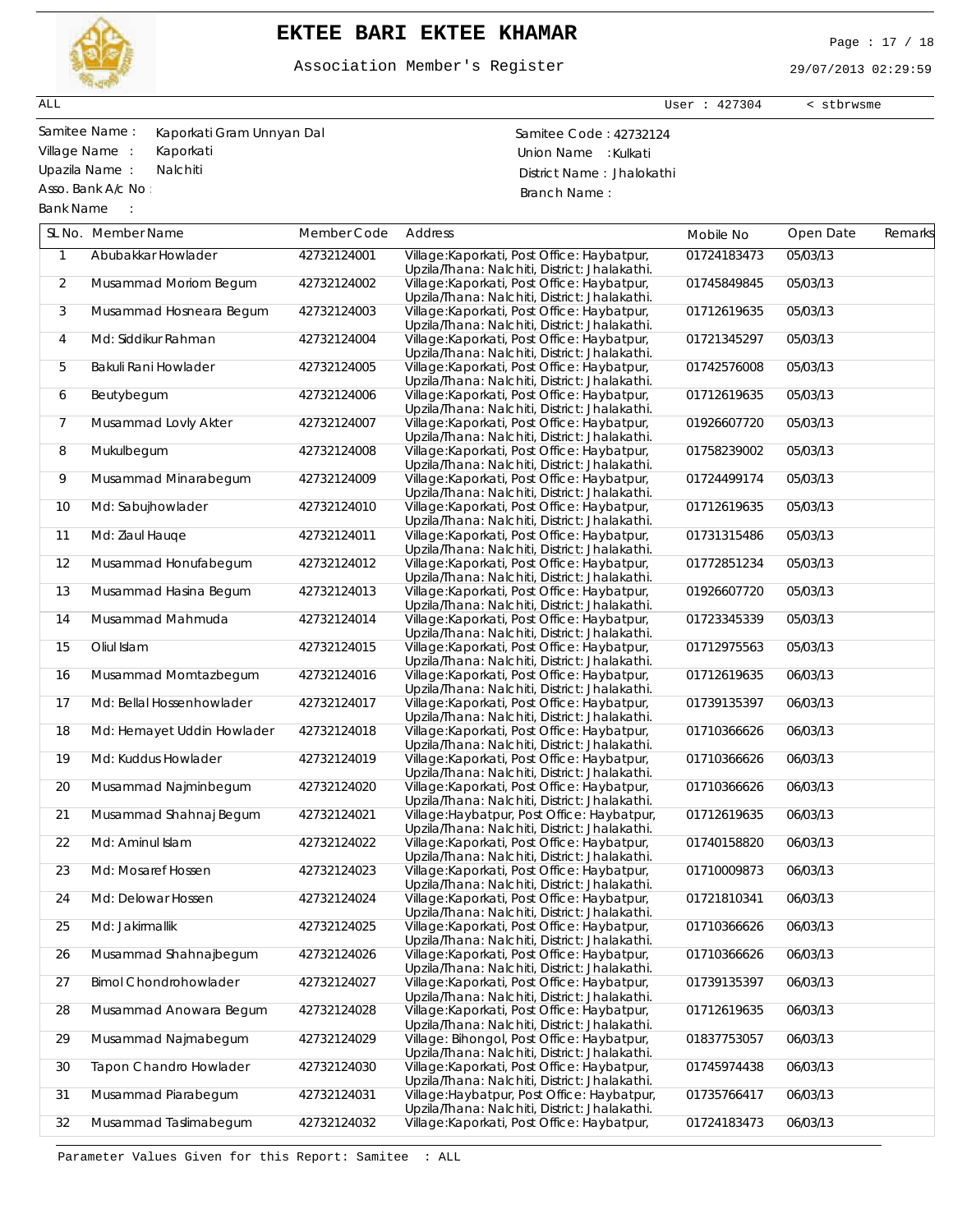# EKTEE BARI EKTEE KHAMAR

Association Member's Register

29/07/2013 02:29:59

ALL    User : 427304    < stbrwsme

Samitee Name : Kaporkati Gram Unnyan Dal
Village Name : Kaporkati
Upazila Name : Nalchiti
Asso. Bank A/c No :
Bank Name :

Samitee Code : 42732124
Union Name : Kulkati
District Name : Jhalokathi
Branch Name :

| SL No. | Member Name | Member Code | Address | Mobile No | Open Date | Remarks |
|---|---|---|---|---|---|---|
| 1 | Abubakkar Howlader | 42732124001 | Village:Kaporkati, Post Office: Haybatpur, Upzila/Thana: Nalchiti, District: Jhalakathi. | 01724183473 | 05/03/13 | |
| 2 | Musammad Moriom Begum | 42732124002 | Village:Kaporkati, Post Office: Haybatpur, Upzila/Thana: Nalchiti, District: Jhalakathi. | 01745849845 | 05/03/13 | |
| 3 | Musammad Hosneara Begum | 42732124003 | Village:Kaporkati, Post Office: Haybatpur, Upzila/Thana: Nalchiti, District: Jhalakathi. | 01712619635 | 05/03/13 | |
| 4 | Md: Siddikur Rahman | 42732124004 | Village:Kaporkati, Post Office: Haybatpur, Upzila/Thana: Nalchiti, District: Jhalakathi. | 01721345297 | 05/03/13 | |
| 5 | Bakuli Rani Howlader | 42732124005 | Village:Kaporkati, Post Office: Haybatpur, Upzila/Thana: Nalchiti, District: Jhalakathi. | 01742576008 | 05/03/13 | |
| 6 | Beutybegum | 42732124006 | Village:Kaporkati, Post Office: Haybatpur, Upzila/Thana: Nalchiti, District: Jhalakathi. | 01712619635 | 05/03/13 | |
| 7 | Musammad Lovly Akter | 42732124007 | Village:Kaporkati, Post Office: Haybatpur, Upzila/Thana: Nalchiti, District: Jhalakathi. | 01926607720 | 05/03/13 | |
| 8 | Mukulbegum | 42732124008 | Village:Kaporkati, Post Office: Haybatpur, Upzila/Thana: Nalchiti, District: Jhalakathi. | 01758239002 | 05/03/13 | |
| 9 | Musammad Minarabegum | 42732124009 | Village:Kaporkati, Post Office: Haybatpur, Upzila/Thana: Nalchiti, District: Jhalakathi. | 01724499174 | 05/03/13 | |
| 10 | Md: Sabujhowlader | 42732124010 | Village:Kaporkati, Post Office: Haybatpur, Upzila/Thana: Nalchiti, District: Jhalakathi. | 01712619635 | 05/03/13 | |
| 11 | Md: Zlaul Hauqe | 42732124011 | Village:Kaporkati, Post Office: Haybatpur, Upzila/Thana: Nalchiti, District: Jhalakathi. | 01731315486 | 05/03/13 | |
| 12 | Musammad Honufabegum | 42732124012 | Village:Kaporkati, Post Office: Haybatpur, Upzila/Thana: Nalchiti, District: Jhalakathi. | 01772851234 | 05/03/13 | |
| 13 | Musammad Hasina Begum | 42732124013 | Village:Kaporkati, Post Office: Haybatpur, Upzila/Thana: Nalchiti, District: Jhalakathi. | 01926607720 | 05/03/13 | |
| 14 | Musammad Mahmuda | 42732124014 | Village:Kaporkati, Post Office: Haybatpur, Upzila/Thana: Nalchiti, District: Jhalakathi. | 01723345339 | 05/03/13 | |
| 15 | Oliul Islam | 42732124015 | Village:Kaporkati, Post Office: Haybatpur, Upzila/Thana: Nalchiti, District: Jhalakathi. | 01712975563 | 05/03/13 | |
| 16 | Musammad Momtazbegum | 42732124016 | Village:Kaporkati, Post Office: Haybatpur, Upzila/Thana: Nalchiti, District: Jhalakathi. | 01712619635 | 06/03/13 | |
| 17 | Md: Bellal Hossenhowlader | 42732124017 | Village:Kaporkati, Post Office: Haybatpur, Upzila/Thana: Nalchiti, District: Jhalakathi. | 01739135397 | 06/03/13 | |
| 18 | Md: Hemayet Uddin Howlader | 42732124018 | Village:Kaporkati, Post Office: Haybatpur, Upzila/Thana: Nalchiti, District: Jhalakathi. | 01710366626 | 06/03/13 | |
| 19 | Md: Kuddus Howlader | 42732124019 | Village:Kaporkati, Post Office: Haybatpur, Upzila/Thana: Nalchiti, District: Jhalakathi. | 01710366626 | 06/03/13 | |
| 20 | Musammad Najminbegum | 42732124020 | Village:Kaporkati, Post Office: Haybatpur, Upzila/Thana: Nalchiti, District: Jhalakathi. | 01710366626 | 06/03/13 | |
| 21 | Musammad Shahnaj Begum | 42732124021 | Village:Haybatpur, Post Office: Haybatpur, Upzila/Thana: Nalchiti, District: Jhalakathi. | 01712619635 | 06/03/13 | |
| 22 | Md: Aminul Islam | 42732124022 | Village:Kaporkati, Post Office: Haybatpur, Upzila/Thana: Nalchiti, District: Jhalakathi. | 01740158820 | 06/03/13 | |
| 23 | Md: Mosaref Hossen | 42732124023 | Village:Kaporkati, Post Office: Haybatpur, Upzila/Thana: Nalchiti, District: Jhalakathi. | 01710009873 | 06/03/13 | |
| 24 | Md: Delowar Hossen | 42732124024 | Village:Kaporkati, Post Office: Haybatpur, Upzila/Thana: Nalchiti, District: Jhalakathi. | 01721810341 | 06/03/13 | |
| 25 | Md: Jakirmallik | 42732124025 | Village:Kaporkati, Post Office: Haybatpur, Upzila/Thana: Nalchiti, District: Jhalakathi. | 01710366626 | 06/03/13 | |
| 26 | Musammad Shahnajbegum | 42732124026 | Village:Kaporkati, Post Office: Haybatpur, Upzila/Thana: Nalchiti, District: Jhalakathi. | 01710366626 | 06/03/13 | |
| 27 | Bimol Chondrohowlader | 42732124027 | Village:Kaporkati, Post Office: Haybatpur, Upzila/Thana: Nalchiti, District: Jhalakathi. | 01739135397 | 06/03/13 | |
| 28 | Musammad Anowara Begum | 42732124028 | Village:Kaporkati, Post Office: Haybatpur, Upzila/Thana: Nalchiti, District: Jhalakathi. | 01712619635 | 06/03/13 | |
| 29 | Musammad Najmabegum | 42732124029 | Village: Bihongol, Post Office: Haybatpur, Upzila/Thana: Nalchiti, District: Jhalakathi. | 01837753057 | 06/03/13 | |
| 30 | Tapon Chandro Howlader | 42732124030 | Village:Kaporkati, Post Office: Haybatpur, Upzila/Thana: Nalchiti, District: Jhalakathi. | 01745974438 | 06/03/13 | |
| 31 | Musammad Piarabegum | 42732124031 | Village:Haybatpur, Post Office: Haybatpur, Upzila/Thana: Nalchiti, District: Jhalakathi. | 01735766417 | 06/03/13 | |
| 32 | Musammad Taslimabegum | 42732124032 | Village:Kaporkati, Post Office: Haybatpur, | 01724183473 | 06/03/13 | |

Parameter Values Given for this Report: Samitee : ALL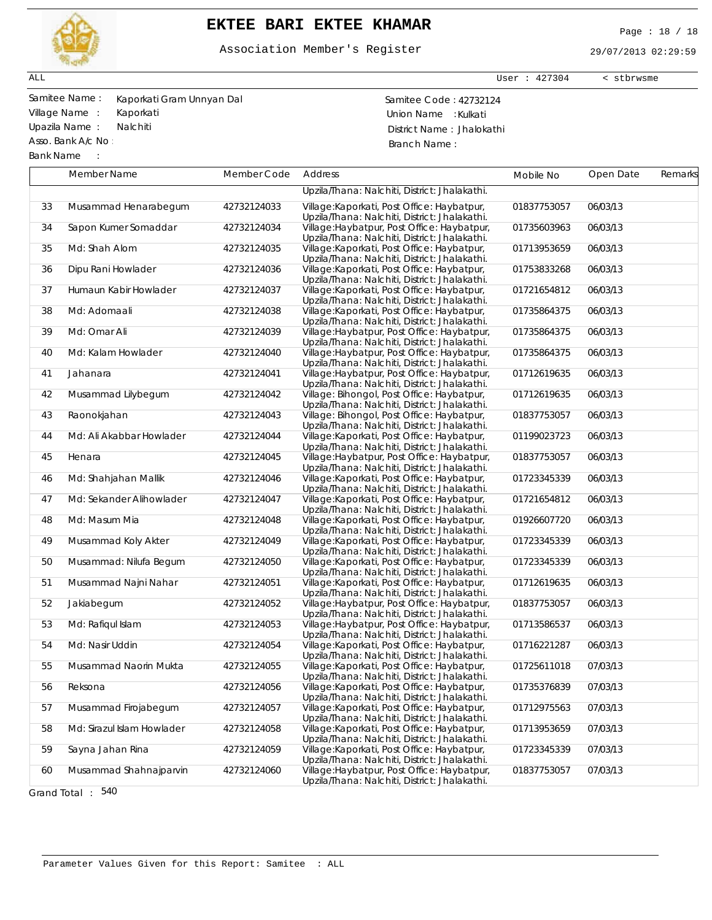# EKTEE BARI EKTEE KHAMAR

Association Member's Register

29/07/2013 02:29:59

ALL | User : 427304 | < stbrwsme

Samitee Name : Kaporkati Gram Unnyan Dal | Samitee Code : 42732124
Village Name : Kaporkati | Union Name : Kulkati
Upazila Name : Nalchiti | District Name : Jhalokathi
Asso. Bank A/c No : | Branch Name :
Bank Name :

| | Member Name | Member Code | Address | Mobile No | Open Date | Remarks |
|---|---|---|---|---|---|---|
| | | | Upzila/Thana: Nalchiti, District: Jhalakathi. | | | |
| 33 | Musammad Henarabegum | 42732124033 | Village:Kaporkati, Post Office: Haybatpur, Upzila/Thana: Nalchiti, District: Jhalakathi. | 01837753057 | 06/03/13 | |
| 34 | Sapon Kumer Somaddar | 42732124034 | Village:Haybatpur, Post Office: Haybatpur, Upzila/Thana: Nalchiti, District: Jhalakathi. | 01735603963 | 06/03/13 | |
| 35 | Md: Shah Alom | 42732124035 | Village:Kaporkati, Post Office: Haybatpur, Upzila/Thana: Nalchiti, District: Jhalakathi. | 01713953659 | 06/03/13 | |
| 36 | Dipu Rani Howlader | 42732124036 | Village:Kaporkati, Post Office: Haybatpur, Upzila/Thana: Nalchiti, District: Jhalakathi. | 01753833268 | 06/03/13 | |
| 37 | Humaun Kabir Howlader | 42732124037 | Village:Kaporkati, Post Office: Haybatpur, Upzila/Thana: Nalchiti, District: Jhalakathi. | 01721654812 | 06/03/13 | |
| 38 | Md: Adomaali | 42732124038 | Village:Kaporkati, Post Office: Haybatpur, Upzila/Thana: Nalchiti, District: Jhalakathi. | 01735864375 | 06/03/13 | |
| 39 | Md: Omar Ali | 42732124039 | Village:Haybatpur, Post Office: Haybatpur, Upzila/Thana: Nalchiti, District: Jhalakathi. | 01735864375 | 06/03/13 | |
| 40 | Md: Kalam Howlader | 42732124040 | Village:Haybatpur, Post Office: Haybatpur, Upzila/Thana: Nalchiti, District: Jhalakathi. | 01735864375 | 06/03/13 | |
| 41 | Jahanara | 42732124041 | Village:Haybatpur, Post Office: Haybatpur, Upzila/Thana: Nalchiti, District: Jhalakathi. | 01712619635 | 06/03/13 | |
| 42 | Musammad Lilybegum | 42732124042 | Village: Bihongol, Post Office: Haybatpur, Upzila/Thana: Nalchiti, District: Jhalakathi. | 01712619635 | 06/03/13 | |
| 43 | Raonokjahan | 42732124043 | Village: Bihongol, Post Office: Haybatpur, Upzila/Thana: Nalchiti, District: Jhalakathi. | 01837753057 | 06/03/13 | |
| 44 | Md: Ali Akabbar Howlader | 42732124044 | Village:Kaporkati, Post Office: Haybatpur, Upzila/Thana: Nalchiti, District: Jhalakathi. | 01199023723 | 06/03/13 | |
| 45 | Henara | 42732124045 | Village:Haybatpur, Post Office: Haybatpur, Upzila/Thana: Nalchiti, District: Jhalakathi. | 01837753057 | 06/03/13 | |
| 46 | Md: Shahjahan Mallik | 42732124046 | Village:Kaporkati, Post Office: Haybatpur, Upzila/Thana: Nalchiti, District: Jhalakathi. | 01723345339 | 06/03/13 | |
| 47 | Md: Sekander Alihowlader | 42732124047 | Village:Kaporkati, Post Office: Haybatpur, Upzila/Thana: Nalchiti, District: Jhalakathi. | 01721654812 | 06/03/13 | |
| 48 | Md: Masum Mia | 42732124048 | Village:Kaporkati, Post Office: Haybatpur, Upzila/Thana: Nalchiti, District: Jhalakathi. | 01926607720 | 06/03/13 | |
| 49 | Musammad Koly Akter | 42732124049 | Village:Kaporkati, Post Office: Haybatpur, Upzila/Thana: Nalchiti, District: Jhalakathi. | 01723345339 | 06/03/13 | |
| 50 | Musammad: Nilufa Begum | 42732124050 | Village:Kaporkati, Post Office: Haybatpur, Upzila/Thana: Nalchiti, District: Jhalakathi. | 01723345339 | 06/03/13 | |
| 51 | Musammad Najni Nahar | 42732124051 | Village:Kaporkati, Post Office: Haybatpur, Upzila/Thana: Nalchiti, District: Jhalakathi. | 01712619635 | 06/03/13 | |
| 52 | Jakiabegum | 42732124052 | Village:Haybatpur, Post Office: Haybatpur, Upzila/Thana: Nalchiti, District: Jhalakathi. | 01837753057 | 06/03/13 | |
| 53 | Md: Rafiqul Islam | 42732124053 | Village:Haybatpur, Post Office: Haybatpur, Upzila/Thana: Nalchiti, District: Jhalakathi. | 01713586537 | 06/03/13 | |
| 54 | Md: Nasir Uddin | 42732124054 | Village:Kaporkati, Post Office: Haybatpur, Upzila/Thana: Nalchiti, District: Jhalakathi. | 01716221287 | 06/03/13 | |
| 55 | Musammad Naorin Mukta | 42732124055 | Village:Kaporkati, Post Office: Haybatpur, Upzila/Thana: Nalchiti, District: Jhalakathi. | 01725611018 | 07/03/13 | |
| 56 | Reksona | 42732124056 | Village:Kaporkati, Post Office: Haybatpur, Upzila/Thana: Nalchiti, District: Jhalakathi. | 01735376839 | 07/03/13 | |
| 57 | Musammad Firojabegum | 42732124057 | Village:Kaporkati, Post Office: Haybatpur, Upzila/Thana: Nalchiti, District: Jhalakathi. | 01712975563 | 07/03/13 | |
| 58 | Md: Sirazul Islam Howlader | 42732124058 | Village:Kaporkati, Post Office: Haybatpur, Upzila/Thana: Nalchiti, District: Jhalakathi. | 01713953659 | 07/03/13 | |
| 59 | Sayna Jahan Rina | 42732124059 | Village:Kaporkati, Post Office: Haybatpur, Upzila/Thana: Nalchiti, District: Jhalakathi. | 01723345339 | 07/03/13 | |
| 60 | Musammad Shahnajparvin | 42732124060 | Village:Haybatpur, Post Office: Haybatpur, Upzila/Thana: Nalchiti, District: Jhalakathi. | 01837753057 | 07/03/13 | |

Grand Total : 540

Parameter Values Given for this Report: Samitee : ALL